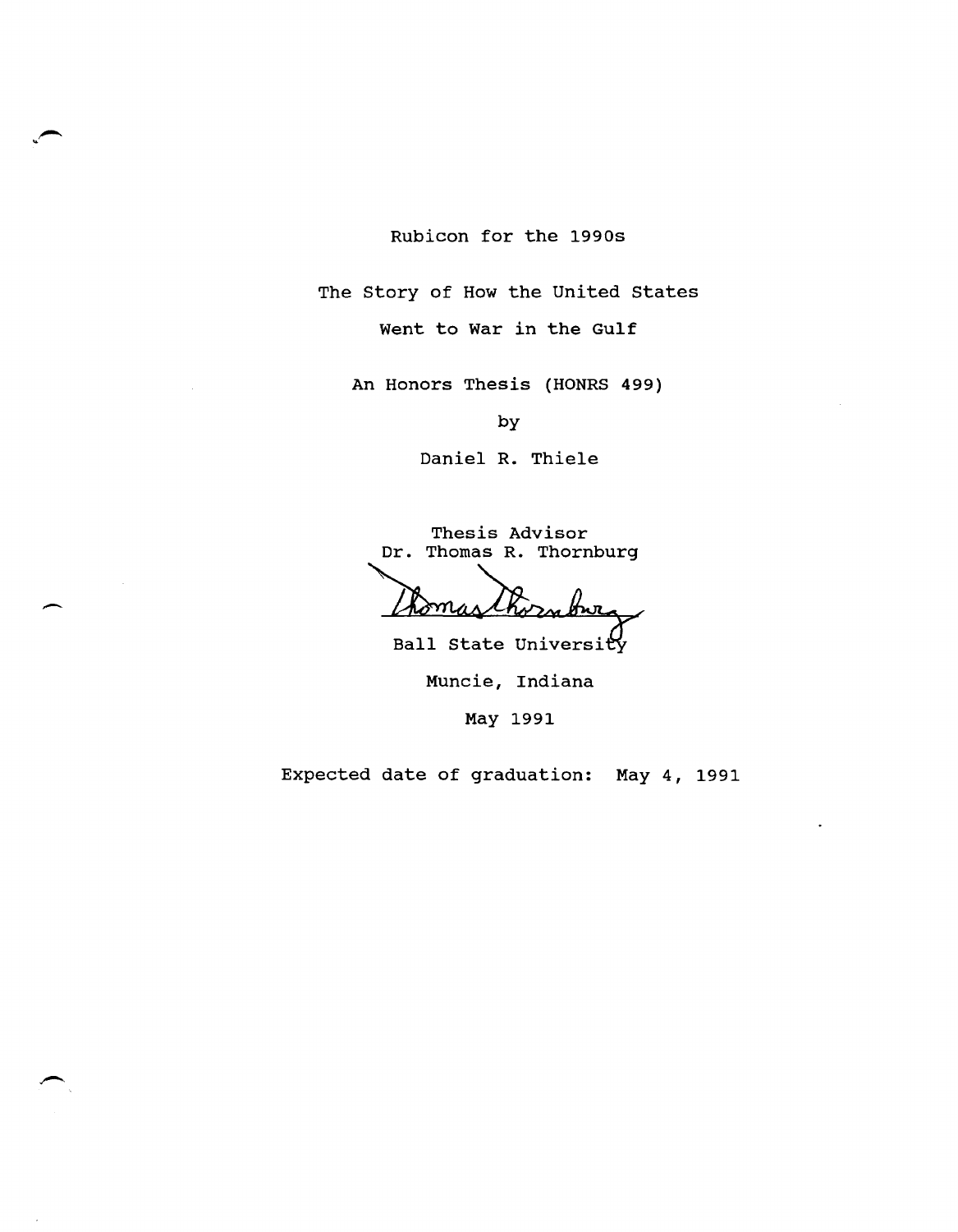# Rubicon for the 1990s

## The Story of How the United States Went to War in the Gulf

An Honors Thesis (HONRS 499)

by

Daniel R. Thiele

Thesis Advisor
Dr. Thomas R. Thornburg

Ball State University

Muncie, Indiana

May 1991

Expected date of graduation: May 4, 1991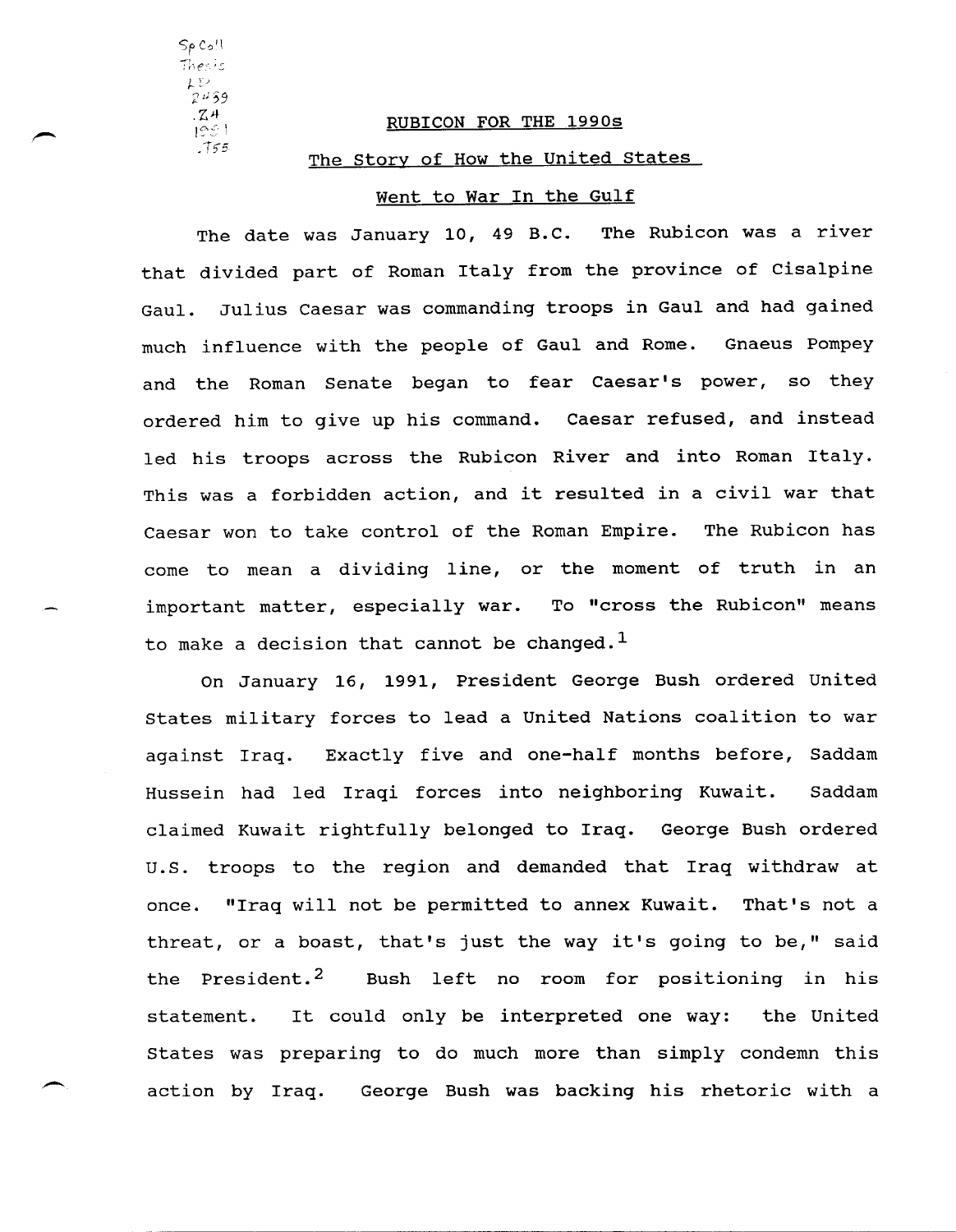RUBICON FOR THE 1990s

The Story of How the United States

Went to War In the Gulf

The date was January 10, 49 B.C. The Rubicon was a river that divided part of Roman Italy from the province of Cisalpine Gaul. Julius Caesar was commanding troops in Gaul and had gained much influence with the people of Gaul and Rome. Gnaeus Pompey and the Roman Senate began to fear Caesar's power, so they ordered him to give up his command. Caesar refused, and instead led his troops across the Rubicon River and into Roman Italy. This was a forbidden action, and it resulted in a civil war that Caesar won to take control of the Roman Empire. The Rubicon has come to mean a dividing line, or the moment of truth in an important matter, especially war. To "cross the Rubicon" means to make a decision that cannot be changed.[1]

On January 16, 1991, President George Bush ordered United States military forces to lead a United Nations coalition to war against Iraq. Exactly five and one-half months before, Saddam Hussein had led Iraqi forces into neighboring Kuwait. Saddam claimed Kuwait rightfully belonged to Iraq. George Bush ordered U.S. troops to the region and demanded that Iraq withdraw at once. "Iraq will not be permitted to annex Kuwait. That's not a threat, or a boast, that's just the way it's going to be," said the President.[2] Bush left no room for positioning in his statement. It could only be interpreted one way: the United States was preparing to do much more than simply condemn this action by Iraq. George Bush was backing his rhetoric with a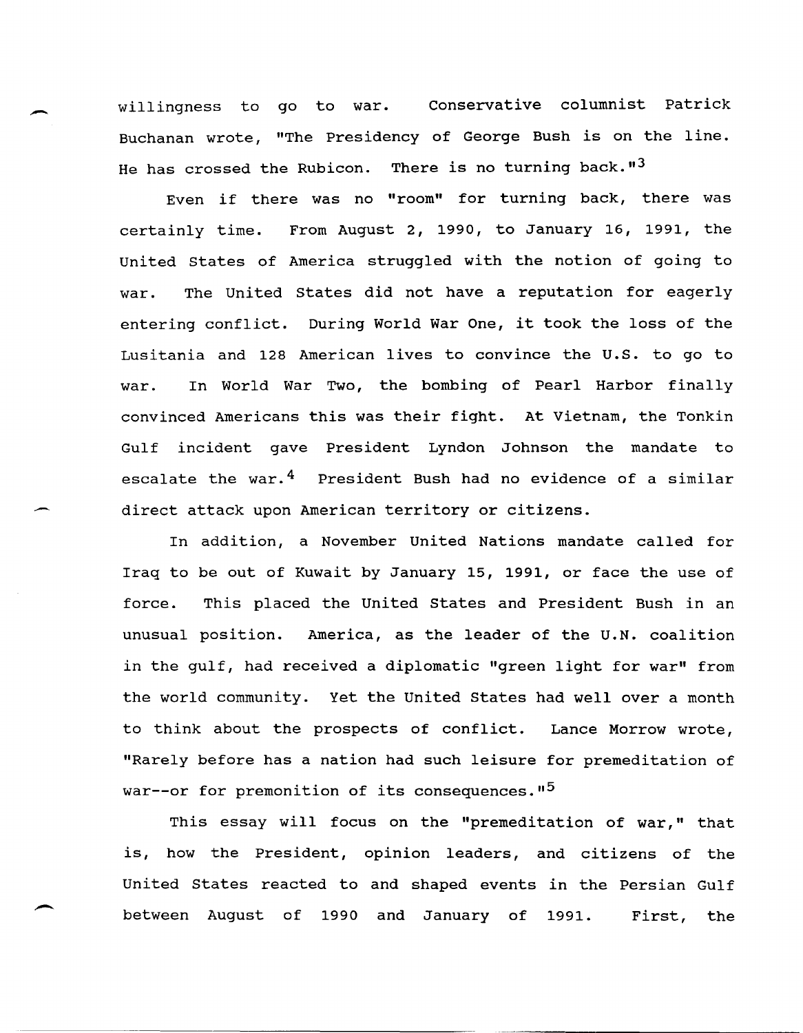willingness to go to war. Conservative columnist Patrick Buchanan wrote, "The Presidency of George Bush is on the line. He has crossed the Rubicon. There is no turning back."[3]

Even if there was no "room" for turning back, there was certainly time. From August 2, 1990, to January 16, 1991, the United States of America struggled with the notion of going to war. The United States did not have a reputation for eagerly entering conflict. During World War One, it took the loss of the Lusitania and 128 American lives to convince the U.S. to go to war. In World War Two, the bombing of Pearl Harbor finally convinced Americans this was their fight. At Vietnam, the Tonkin Gulf incident gave President Lyndon Johnson the mandate to escalate the war.[4] President Bush had no evidence of a similar direct attack upon American territory or citizens.

In addition, a November United Nations mandate called for Iraq to be out of Kuwait by January 15, 1991, or face the use of force. This placed the United States and President Bush in an unusual position. America, as the leader of the U.N. coalition in the gulf, had received a diplomatic "green light for war" from the world community. Yet the United States had well over a month to think about the prospects of conflict. Lance Morrow wrote, "Rarely before has a nation had such leisure for premeditation of war--or for premonition of its consequences."[5]

This essay will focus on the "premeditation of war," that is, how the President, opinion leaders, and citizens of the United States reacted to and shaped events in the Persian Gulf between August of 1990 and January of 1991. First, the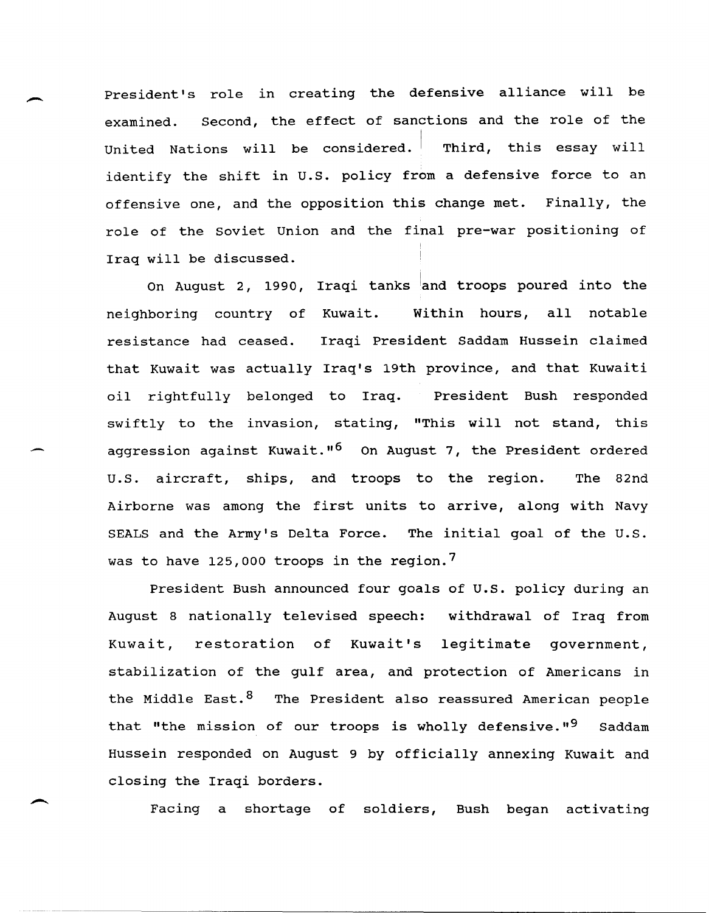President's role in creating the defensive alliance will be examined. Second, the effect of sanctions and the role of the United Nations will be considered. Third, this essay will identify the shift in U.S. policy from a defensive force to an offensive one, and the opposition this change met. Finally, the role of the Soviet Union and the final pre-war positioning of Iraq will be discussed.

On August 2, 1990, Iraqi tanks and troops poured into the neighboring country of Kuwait. Within hours, all notable resistance had ceased. Iraqi President Saddam Hussein claimed that Kuwait was actually Iraq's 19th province, and that Kuwaiti oil rightfully belonged to Iraq. President Bush responded swiftly to the invasion, stating, "This will not stand, this aggression against Kuwait."[6] On August 7, the President ordered U.S. aircraft, ships, and troops to the region. The 82nd Airborne was among the first units to arrive, along with Navy SEALS and the Army's Delta Force. The initial goal of the U.S. was to have 125,000 troops in the region.[7]

President Bush announced four goals of U.S. policy during an August 8 nationally televised speech: withdrawal of Iraq from Kuwait, restoration of Kuwait's legitimate government, stabilization of the gulf area, and protection of Americans in the Middle East.[8] The President also reassured American people that "the mission of our troops is wholly defensive."[9] Saddam Hussein responded on August 9 by officially annexing Kuwait and closing the Iraqi borders.

Facing a shortage of soldiers, Bush began activating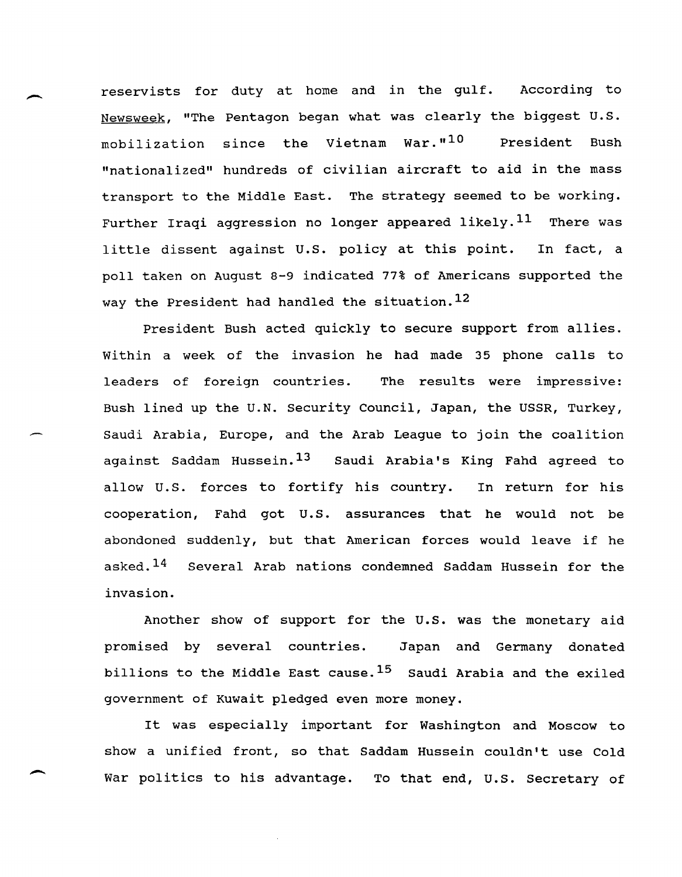reservists for duty at home and in the gulf. According to Newsweek, "The Pentagon began what was clearly the biggest U.S. mobilization since the Vietnam War."[10] President Bush "nationalized" hundreds of civilian aircraft to aid in the mass transport to the Middle East. The strategy seemed to be working. Further Iraqi aggression no longer appeared likely.[11] There was little dissent against U.S. policy at this point. In fact, a poll taken on August 8-9 indicated 77% of Americans supported the way the President had handled the situation.[12]

President Bush acted quickly to secure support from allies. Within a week of the invasion he had made 35 phone calls to leaders of foreign countries. The results were impressive: Bush lined up the U.N. Security Council, Japan, the USSR, Turkey, Saudi Arabia, Europe, and the Arab League to join the coalition against Saddam Hussein.[13] Saudi Arabia's King Fahd agreed to allow U.S. forces to fortify his country. In return for his cooperation, Fahd got U.S. assurances that he would not be abondoned suddenly, but that American forces would leave if he asked.[14] Several Arab nations condemned Saddam Hussein for the invasion.

Another show of support for the U.S. was the monetary aid promised by several countries. Japan and Germany donated billions to the Middle East cause.[15] Saudi Arabia and the exiled government of Kuwait pledged even more money.

It was especially important for Washington and Moscow to show a unified front, so that Saddam Hussein couldn't use Cold War politics to his advantage. To that end, U.S. Secretary of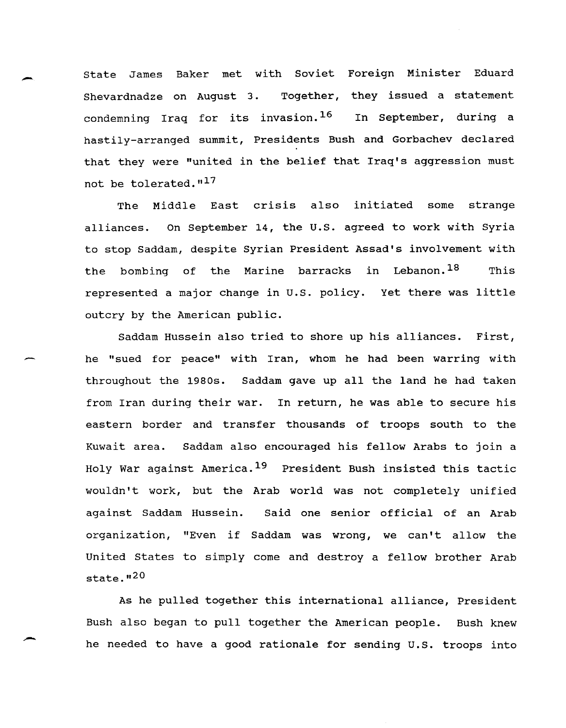State James Baker met with Soviet Foreign Minister Eduard Shevardnadze on August 3. Together, they issued a statement condemning Iraq for its invasion.[16] In September, during a hastily-arranged summit, Presidents Bush and Gorbachev declared that they were "united in the belief that Iraq's aggression must not be tolerated."[17]

The Middle East crisis also initiated some strange alliances. On September 14, the U.S. agreed to work with Syria to stop Saddam, despite Syrian President Assad's involvement with the bombing of the Marine barracks in Lebanon.[18] This represented a major change in U.S. policy. Yet there was little outcry by the American public.

Saddam Hussein also tried to shore up his alliances. First, he "sued for peace" with Iran, whom he had been warring with throughout the 1980s. Saddam gave up all the land he had taken from Iran during their war. In return, he was able to secure his eastern border and transfer thousands of troops south to the Kuwait area. Saddam also encouraged his fellow Arabs to join a Holy War against America.[19] President Bush insisted this tactic wouldn't work, but the Arab world was not completely unified against Saddam Hussein. Said one senior official of an Arab organization, "Even if Saddam was wrong, we can't allow the United States to simply come and destroy a fellow brother Arab state."[20]

As he pulled together this international alliance, President Bush also began to pull together the American people. Bush knew he needed to have a good rationale for sending U.S. troops into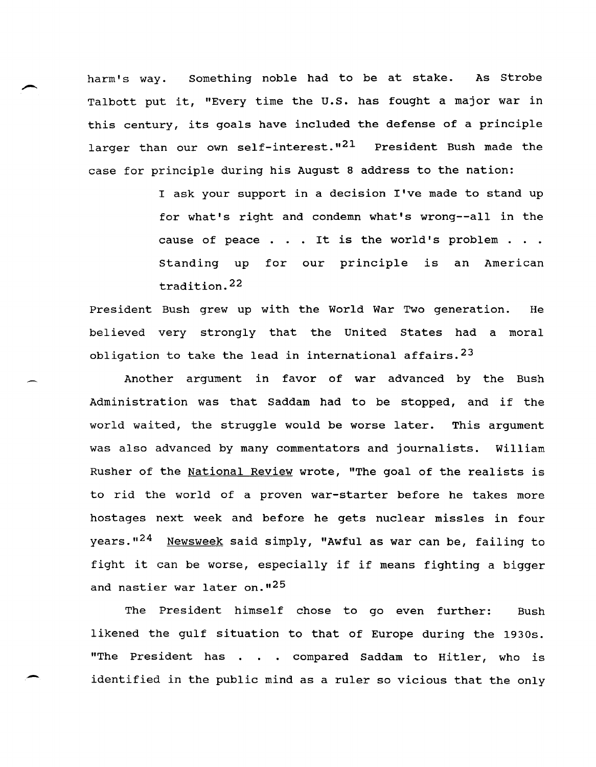harm's way. Something noble had to be at stake. As Strobe Talbott put it, "Every time the U.S. has fought a major war in this century, its goals have included the defense of a principle larger than our own self-interest."[21] President Bush made the case for principle during his August 8 address to the nation:

> I ask your support in a decision I've made to stand up for what's right and condemn what's wrong--all in the cause of peace . . . It is the world's problem . . . Standing up for our principle is an American tradition.[22]

President Bush grew up with the World War Two generation. He believed very strongly that the United States had a moral obligation to take the lead in international affairs.[23]

Another argument in favor of war advanced by the Bush Administration was that Saddam had to be stopped, and if the world waited, the struggle would be worse later. This argument was also advanced by many commentators and journalists. William Rusher of the National Review wrote, "The goal of the realists is to rid the world of a proven war-starter before he takes more hostages next week and before he gets nuclear missles in four years."[24] Newsweek said simply, "Awful as war can be, failing to fight it can be worse, especially if if means fighting a bigger and nastier war later on."[25]

The President himself chose to go even further: Bush likened the gulf situation to that of Europe during the 1930s. "The President has . . . compared Saddam to Hitler, who is identified in the public mind as a ruler so vicious that the only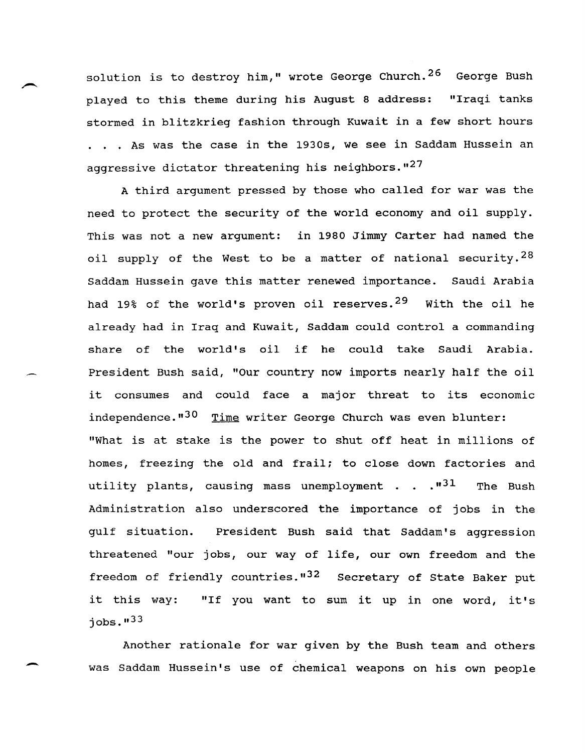solution is to destroy him," wrote George Church.[26] George Bush played to this theme during his August 8 address: "Iraqi tanks stormed in blitzkrieg fashion through Kuwait in a few short hours . . . As was the case in the 1930s, we see in Saddam Hussein an aggressive dictator threatening his neighbors."[27]

A third argument pressed by those who called for war was the need to protect the security of the world economy and oil supply. This was not a new argument: in 1980 Jimmy Carter had named the oil supply of the West to be a matter of national security.[28] Saddam Hussein gave this matter renewed importance. Saudi Arabia had 19% of the world's proven oil reserves.[29] With the oil he already had in Iraq and Kuwait, Saddam could control a commanding share of the world's oil if he could take Saudi Arabia. President Bush said, "Our country now imports nearly half the oil it consumes and could face a major threat to its economic independence."[30] Time writer George Church was even blunter: "What is at stake is the power to shut off heat in millions of homes, freezing the old and frail; to close down factories and utility plants, causing mass unemployment . . . ."[31] The Bush Administration also underscored the importance of jobs in the gulf situation. President Bush said that Saddam's aggression threatened "our jobs, our way of life, our own freedom and the freedom of friendly countries."[32] Secretary of State Baker put it this way: "If you want to sum it up in one word, it's jobs."[33]

Another rationale for war given by the Bush team and others was Saddam Hussein's use of chemical weapons on his own people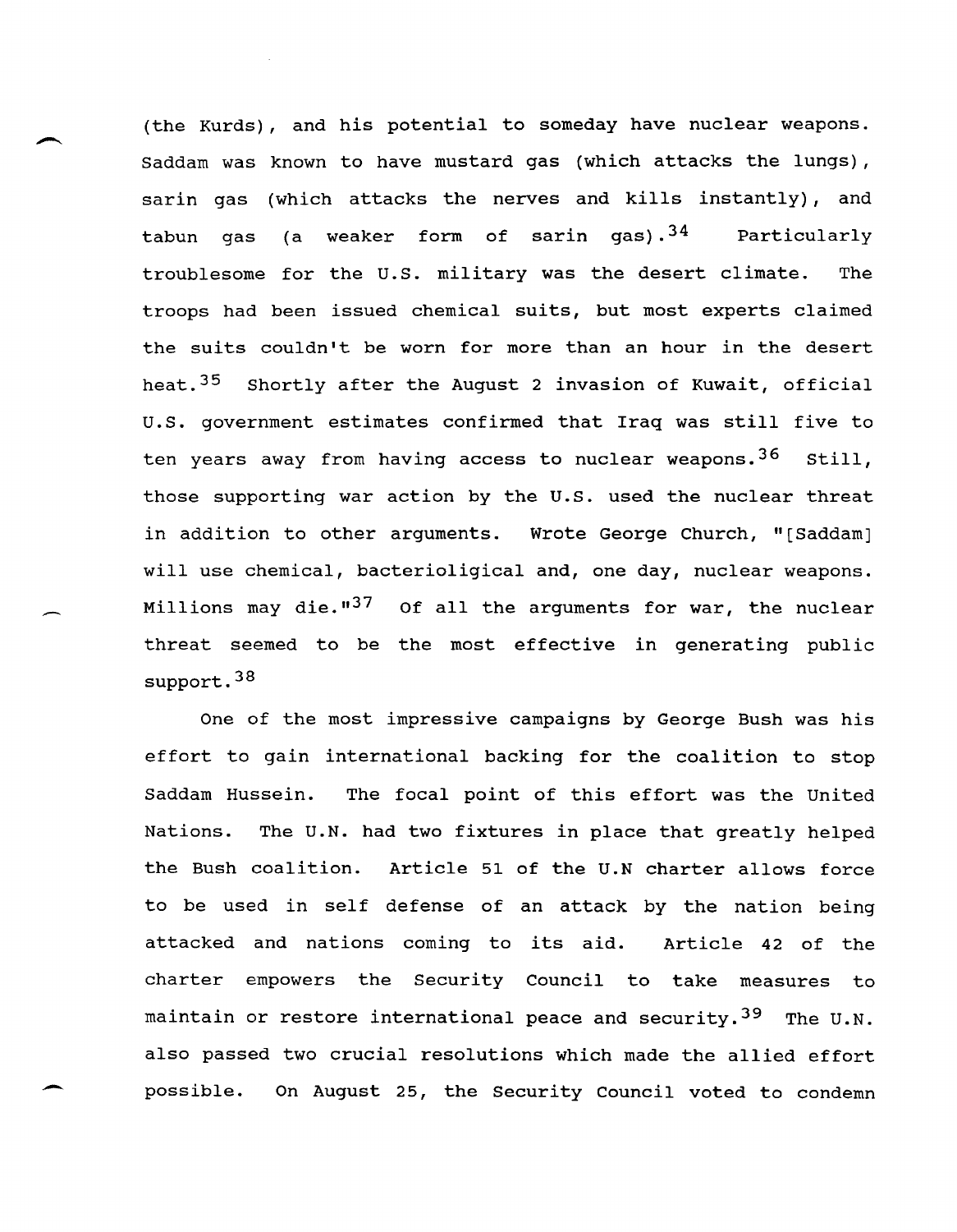(the Kurds), and his potential to someday have nuclear weapons. Saddam was known to have mustard gas (which attacks the lungs), sarin gas (which attacks the nerves and kills instantly), and tabun gas (a weaker form of sarin gas).[34] Particularly troublesome for the U.S. military was the desert climate. The troops had been issued chemical suits, but most experts claimed the suits couldn't be worn for more than an hour in the desert heat.[35] Shortly after the August 2 invasion of Kuwait, official U.S. government estimates confirmed that Iraq was still five to ten years away from having access to nuclear weapons.[36] Still, those supporting war action by the U.S. used the nuclear threat in addition to other arguments. Wrote George Church, "[Saddam] will use chemical, bacterioligical and, one day, nuclear weapons. Millions may die."[37] Of all the arguments for war, the nuclear threat seemed to be the most effective in generating public support.[38]

One of the most impressive campaigns by George Bush was his effort to gain international backing for the coalition to stop Saddam Hussein. The focal point of this effort was the United Nations. The U.N. had two fixtures in place that greatly helped the Bush coalition. Article 51 of the U.N charter allows force to be used in self defense of an attack by the nation being attacked and nations coming to its aid. Article 42 of the charter empowers the Security Council to take measures to maintain or restore international peace and security.[39] The U.N. also passed two crucial resolutions which made the allied effort possible. On August 25, the Security Council voted to condemn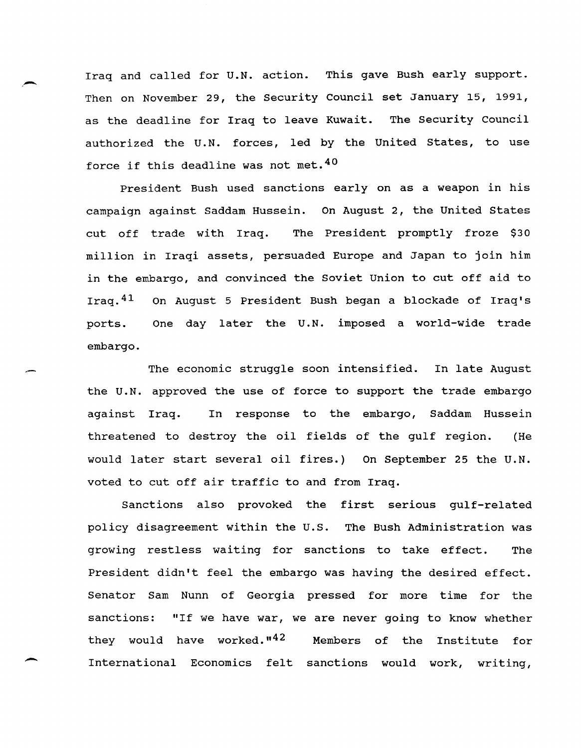Iraq and called for U.N. action. This gave Bush early support. Then on November 29, the Security Council set January 15, 1991, as the deadline for Iraq to leave Kuwait. The Security Council authorized the U.N. forces, led by the United States, to use force if this deadline was not met.[40]

President Bush used sanctions early on as a weapon in his campaign against Saddam Hussein. On August 2, the United States cut off trade with Iraq. The President promptly froze $30 million in Iraqi assets, persuaded Europe and Japan to join him in the embargo, and convinced the Soviet Union to cut off aid to Iraq.[41] On August 5 President Bush began a blockade of Iraq's ports. One day later the U.N. imposed a world-wide trade embargo.

The economic struggle soon intensified. In late August the U.N. approved the use of force to support the trade embargo against Iraq. In response to the embargo, Saddam Hussein threatened to destroy the oil fields of the gulf region. (He would later start several oil fires.) On September 25 the U.N. voted to cut off air traffic to and from Iraq.

Sanctions also provoked the first serious gulf-related policy disagreement within the U.S. The Bush Administration was growing restless waiting for sanctions to take effect. The President didn't feel the embargo was having the desired effect. Senator Sam Nunn of Georgia pressed for more time for the sanctions: "If we have war, we are never going to know whether they would have worked."[42] Members of the Institute for International Economics felt sanctions would work, writing,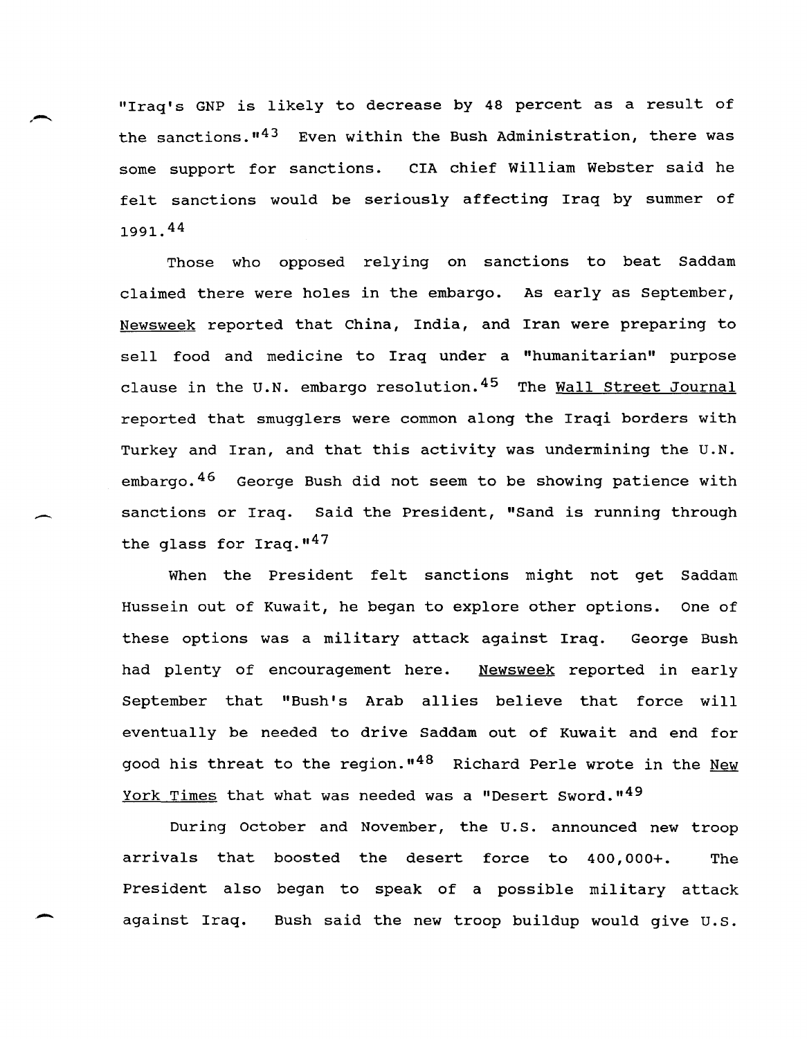"Iraq's GNP is likely to decrease by 48 percent as a result of the sanctions."[43] Even within the Bush Administration, there was some support for sanctions. CIA chief William Webster said he felt sanctions would be seriously affecting Iraq by summer of 1991.[44]

Those who opposed relying on sanctions to beat Saddam claimed there were holes in the embargo. As early as September, Newsweek reported that China, India, and Iran were preparing to sell food and medicine to Iraq under a "humanitarian" purpose clause in the U.N. embargo resolution.[45] The Wall Street Journal reported that smugglers were common along the Iraqi borders with Turkey and Iran, and that this activity was undermining the U.N. embargo.[46] George Bush did not seem to be showing patience with sanctions or Iraq. Said the President, "Sand is running through the glass for Iraq."[47]

When the President felt sanctions might not get Saddam Hussein out of Kuwait, he began to explore other options. One of these options was a military attack against Iraq. George Bush had plenty of encouragement here. Newsweek reported in early September that "Bush's Arab allies believe that force will eventually be needed to drive Saddam out of Kuwait and end for good his threat to the region."[48] Richard Perle wrote in the New York Times that what was needed was a "Desert Sword."[49]

During October and November, the U.S. announced new troop arrivals that boosted the desert force to 400,000+. The President also began to speak of a possible military attack against Iraq. Bush said the new troop buildup would give U.S.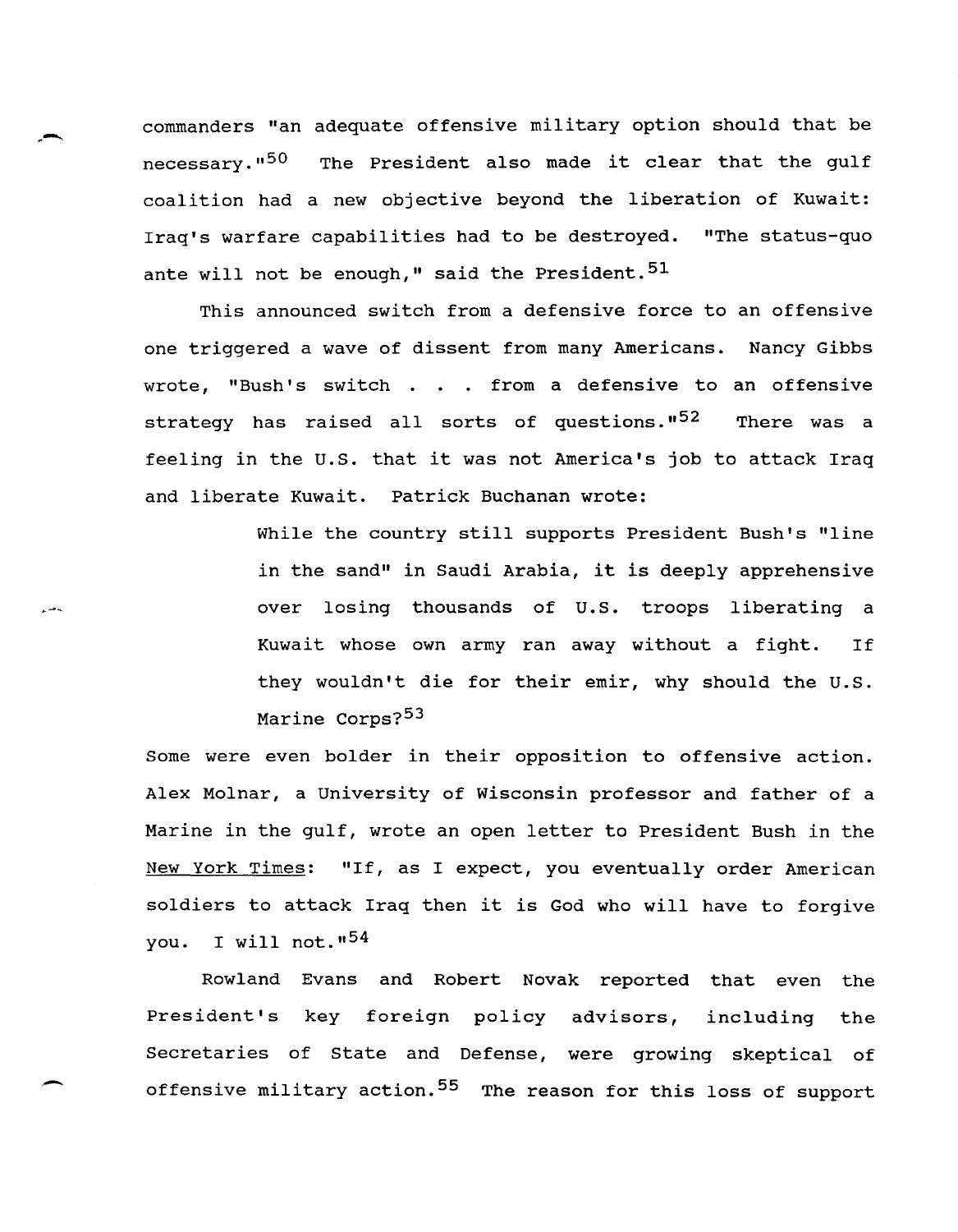commanders "an adequate offensive military option should that be necessary."[50] The President also made it clear that the gulf coalition had a new objective beyond the liberation of Kuwait: Iraq's warfare capabilities had to be destroyed. "The status-quo ante will not be enough," said the President.[51]

This announced switch from a defensive force to an offensive one triggered a wave of dissent from many Americans. Nancy Gibbs wrote, "Bush's switch . . . from a defensive to an offensive strategy has raised all sorts of questions."[52] There was a feeling in the U.S. that it was not America's job to attack Iraq and liberate Kuwait. Patrick Buchanan wrote:

> While the country still supports President Bush's "line in the sand" in Saudi Arabia, it is deeply apprehensive over losing thousands of U.S. troops liberating a Kuwait whose own army ran away without a fight. If they wouldn't die for their emir, why should the U.S. Marine Corps?[53]

Some were even bolder in their opposition to offensive action. Alex Molnar, a University of Wisconsin professor and father of a Marine in the gulf, wrote an open letter to President Bush in the New York Times: "If, as I expect, you eventually order American soldiers to attack Iraq then it is God who will have to forgive you. I will not."[54]

Rowland Evans and Robert Novak reported that even the President's key foreign policy advisors, including the Secretaries of State and Defense, were growing skeptical of offensive military action.[55] The reason for this loss of support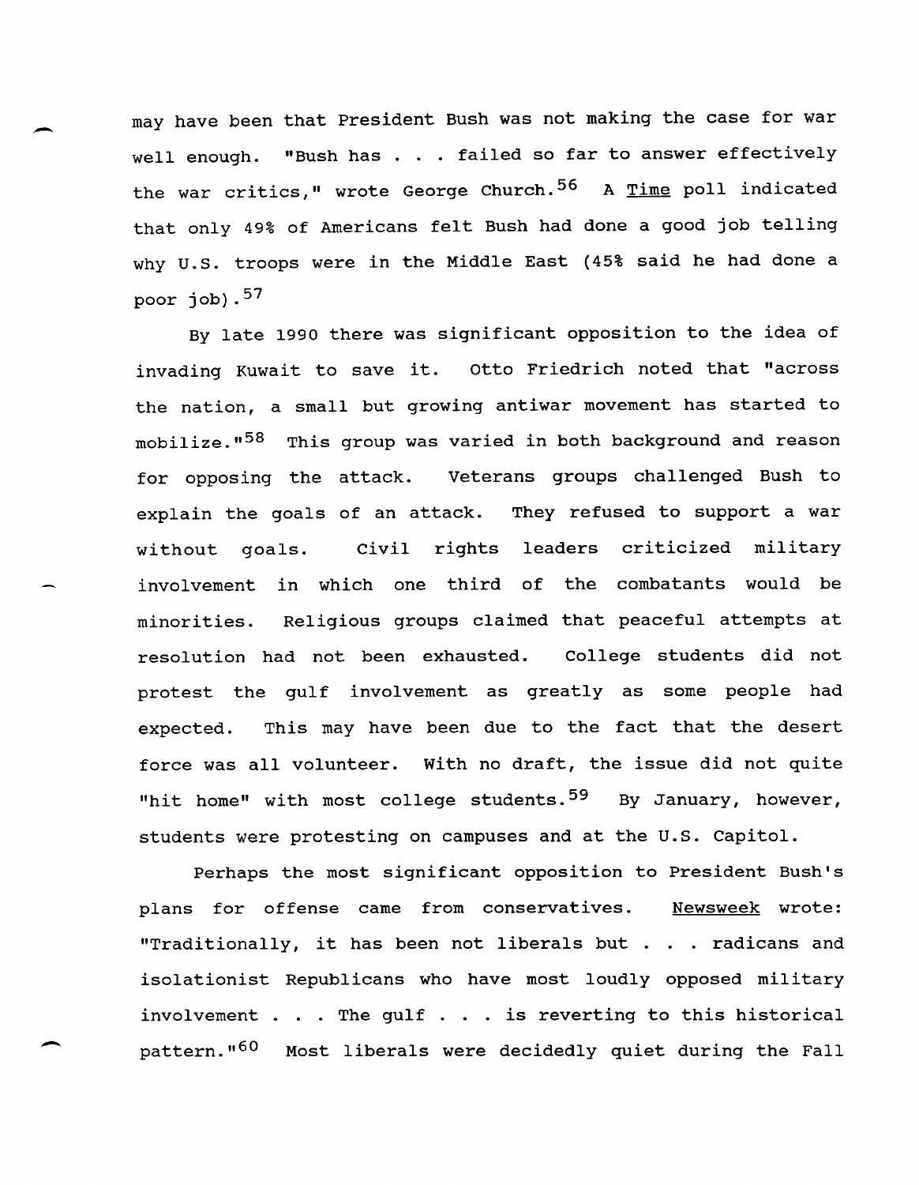may have been that President Bush was not making the case for war well enough. "Bush has . . . failed so far to answer effectively the war critics," wrote George Church.[56] A Time poll indicated that only 49% of Americans felt Bush had done a good job telling why U.S. troops were in the Middle East (45% said he had done a poor job).[57]

By late 1990 there was significant opposition to the idea of invading Kuwait to save it. Otto Friedrich noted that "across the nation, a small but growing antiwar movement has started to mobilize."[58] This group was varied in both background and reason for opposing the attack. Veterans groups challenged Bush to explain the goals of an attack. They refused to support a war without goals. Civil rights leaders criticized military involvement in which one third of the combatants would be minorities. Religious groups claimed that peaceful attempts at resolution had not been exhausted. College students did not protest the gulf involvement as greatly as some people had expected. This may have been due to the fact that the desert force was all volunteer. With no draft, the issue did not quite "hit home" with most college students.[59] By January, however, students were protesting on campuses and at the U.S. Capitol.

Perhaps the most significant opposition to President Bush's plans for offense came from conservatives. Newsweek wrote: "Traditionally, it has been not liberals but . . . radicans and isolationist Republicans who have most loudly opposed military involvement . . . The gulf . . . is reverting to this historical pattern."[60] Most liberals were decidedly quiet during the Fall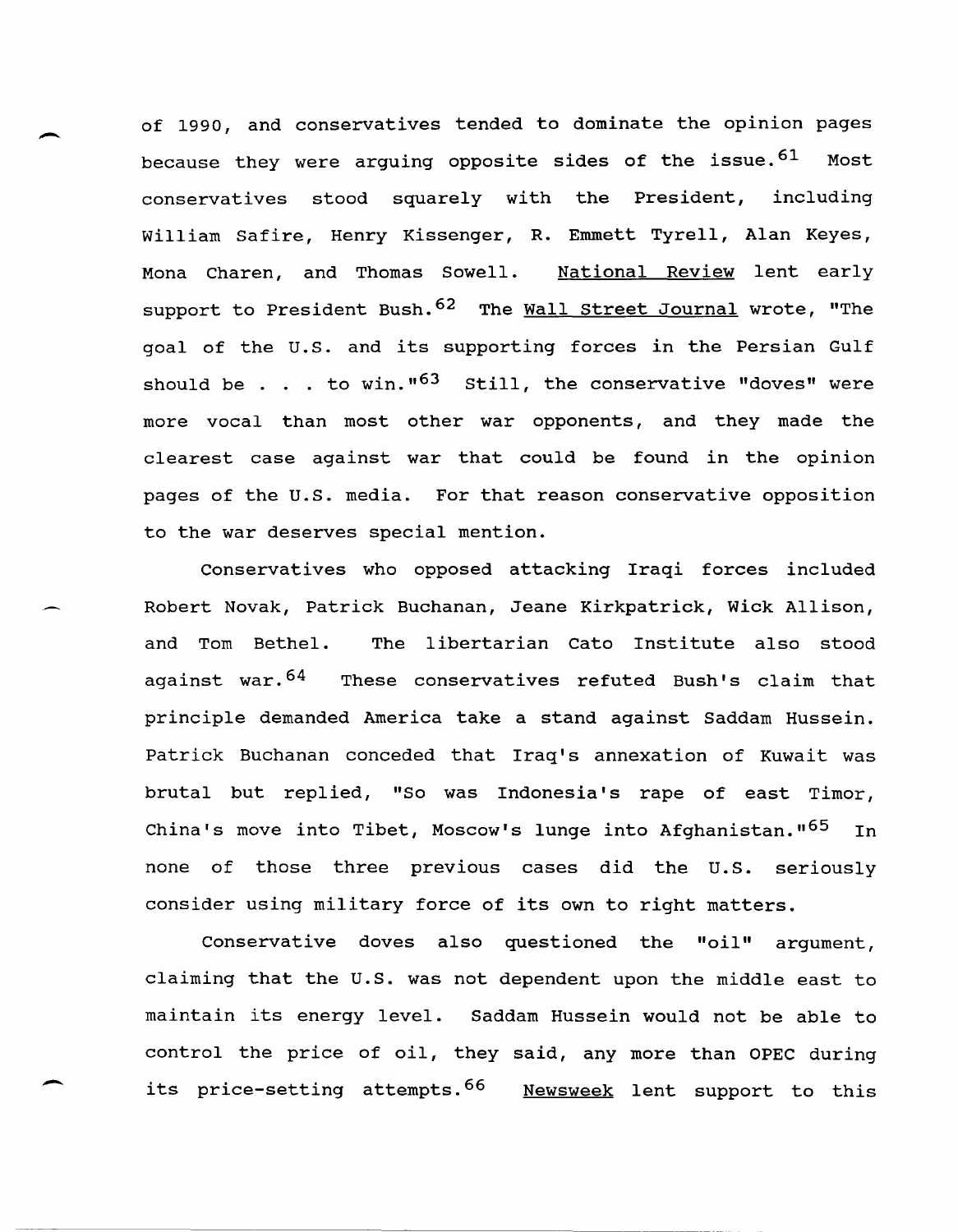of 1990, and conservatives tended to dominate the opinion pages because they were arguing opposite sides of the issue.[61] Most conservatives stood squarely with the President, including William Safire, Henry Kissenger, R. Emmett Tyrell, Alan Keyes, Mona Charen, and Thomas Sowell. National Review lent early support to President Bush.[62] The Wall Street Journal wrote, "The goal of the U.S. and its supporting forces in the Persian Gulf should be . . . to win."[63] Still, the conservative "doves" were more vocal than most other war opponents, and they made the clearest case against war that could be found in the opinion pages of the U.S. media. For that reason conservative opposition to the war deserves special mention.

Conservatives who opposed attacking Iraqi forces included Robert Novak, Patrick Buchanan, Jeane Kirkpatrick, Wick Allison, and Tom Bethel. The libertarian Cato Institute also stood against war.[64] These conservatives refuted Bush's claim that principle demanded America take a stand against Saddam Hussein. Patrick Buchanan conceded that Iraq's annexation of Kuwait was brutal but replied, "So was Indonesia's rape of east Timor, China's move into Tibet, Moscow's lunge into Afghanistan."[65] In none of those three previous cases did the U.S. seriously consider using military force of its own to right matters.

Conservative doves also questioned the "oil" argument, claiming that the U.S. was not dependent upon the middle east to maintain its energy level. Saddam Hussein would not be able to control the price of oil, they said, any more than OPEC during its price-setting attempts.[66] Newsweek lent support to this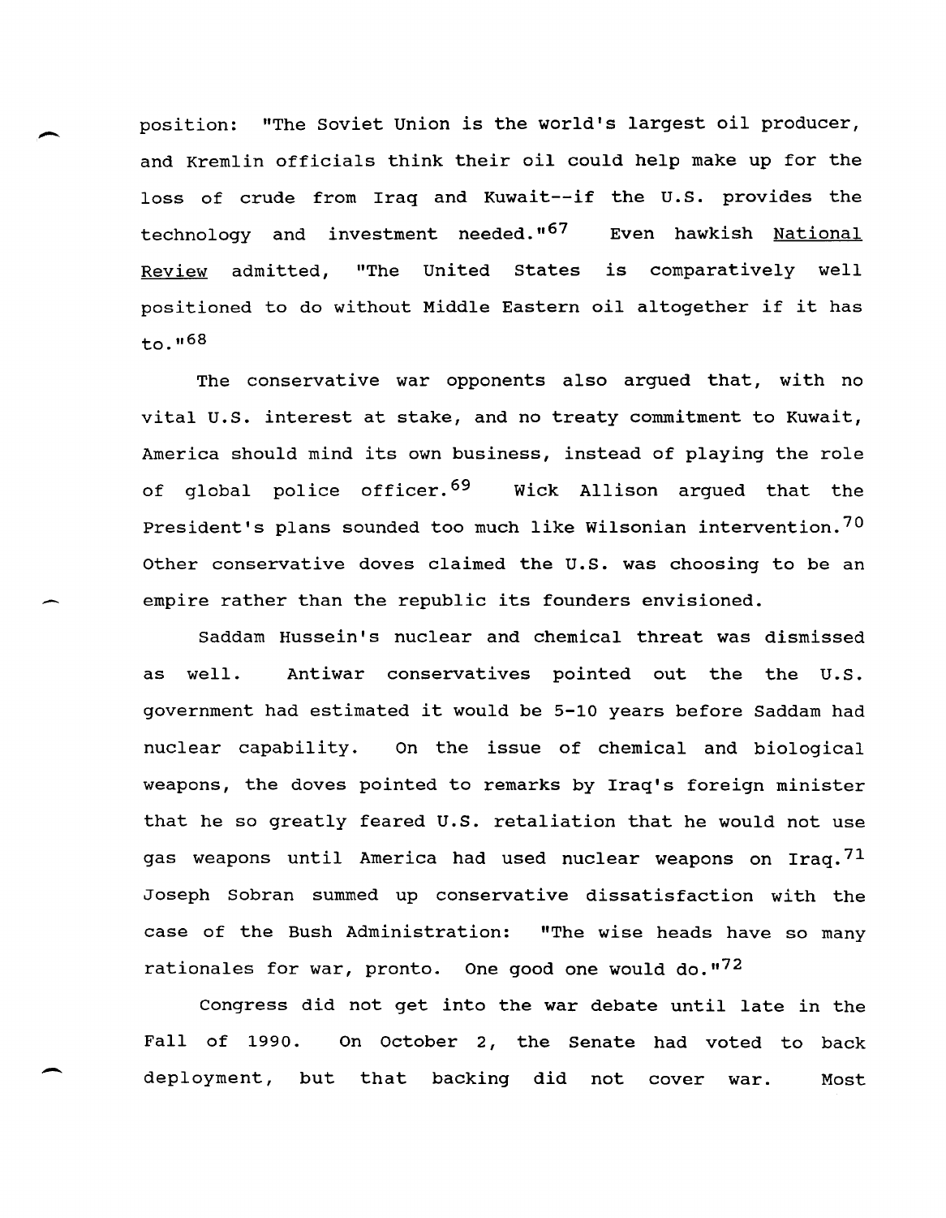position: "The Soviet Union is the world's largest oil producer, and Kremlin officials think their oil could help make up for the loss of crude from Iraq and Kuwait--if the U.S. provides the technology and investment needed."[67] Even hawkish National Review admitted, "The United States is comparatively well positioned to do without Middle Eastern oil altogether if it has to."[68]

The conservative war opponents also argued that, with no vital U.S. interest at stake, and no treaty commitment to Kuwait, America should mind its own business, instead of playing the role of global police officer.[69] Wick Allison argued that the President's plans sounded too much like Wilsonian intervention.[70] Other conservative doves claimed the U.S. was choosing to be an empire rather than the republic its founders envisioned.

Saddam Hussein's nuclear and chemical threat was dismissed as well. Antiwar conservatives pointed out the the U.S. government had estimated it would be 5-10 years before Saddam had nuclear capability. On the issue of chemical and biological weapons, the doves pointed to remarks by Iraq's foreign minister that he so greatly feared U.S. retaliation that he would not use gas weapons until America had used nuclear weapons on Iraq.[71] Joseph Sobran summed up conservative dissatisfaction with the case of the Bush Administration: "The wise heads have so many rationales for war, pronto. One good one would do."[72]

Congress did not get into the war debate until late in the Fall of 1990. On October 2, the Senate had voted to back deployment, but that backing did not cover war. Most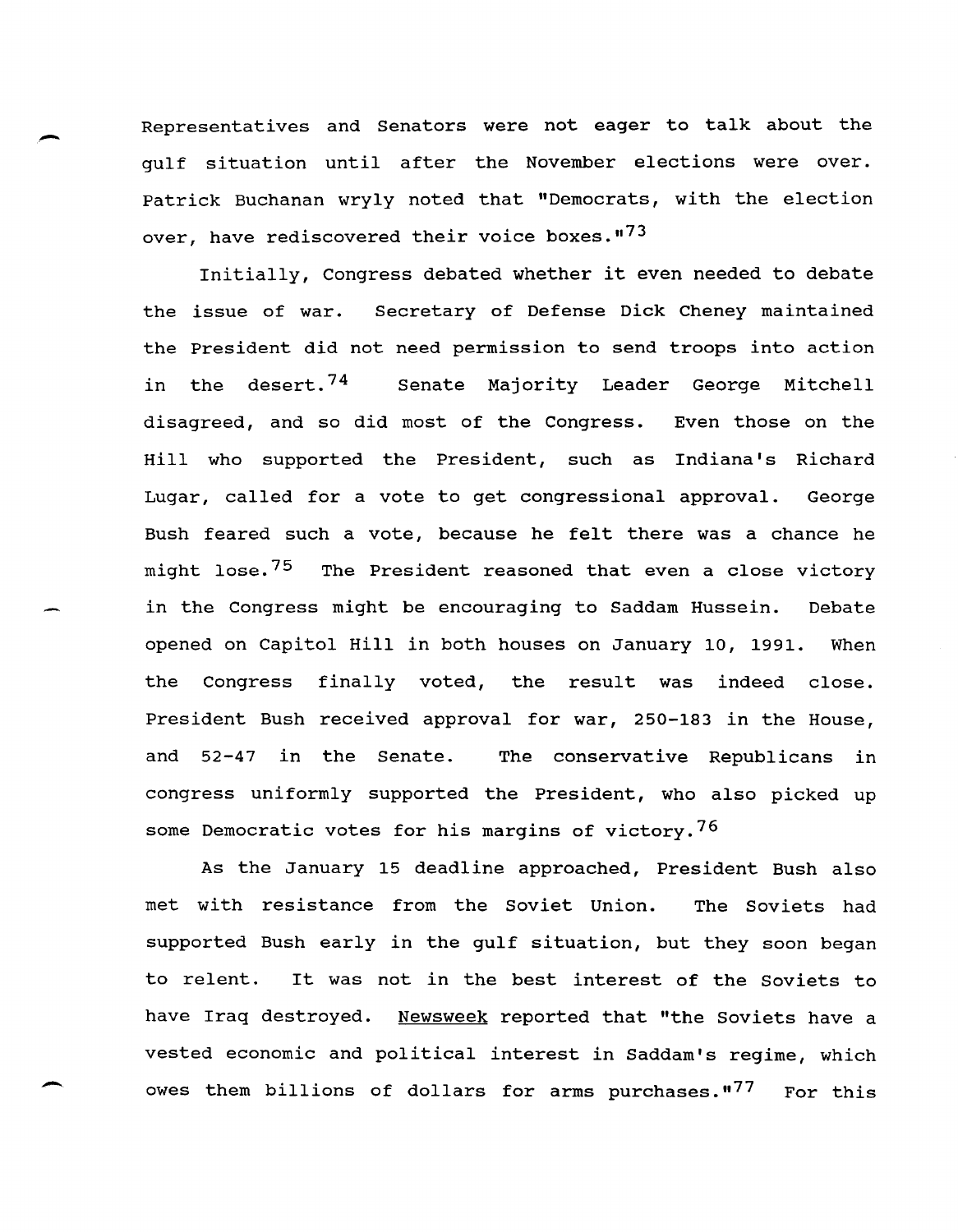Representatives and Senators were not eager to talk about the gulf situation until after the November elections were over. Patrick Buchanan wryly noted that "Democrats, with the election over, have rediscovered their voice boxes."[73]

Initially, Congress debated whether it even needed to debate the issue of war. Secretary of Defense Dick Cheney maintained the President did not need permission to send troops into action in the desert.[74] Senate Majority Leader George Mitchell disagreed, and so did most of the Congress. Even those on the Hill who supported the President, such as Indiana's Richard Lugar, called for a vote to get congressional approval. George Bush feared such a vote, because he felt there was a chance he might lose.[75] The President reasoned that even a close victory in the Congress might be encouraging to Saddam Hussein. Debate opened on Capitol Hill in both houses on January 10, 1991. When the Congress finally voted, the result was indeed close. President Bush received approval for war, 250-183 in the House, and 52-47 in the Senate. The conservative Republicans in congress uniformly supported the President, who also picked up some Democratic votes for his margins of victory.[76]

As the January 15 deadline approached, President Bush also met with resistance from the Soviet Union. The Soviets had supported Bush early in the gulf situation, but they soon began to relent. It was not in the best interest of the Soviets to have Iraq destroyed. Newsweek reported that "the Soviets have a vested economic and political interest in Saddam's regime, which owes them billions of dollars for arms purchases."[77] For this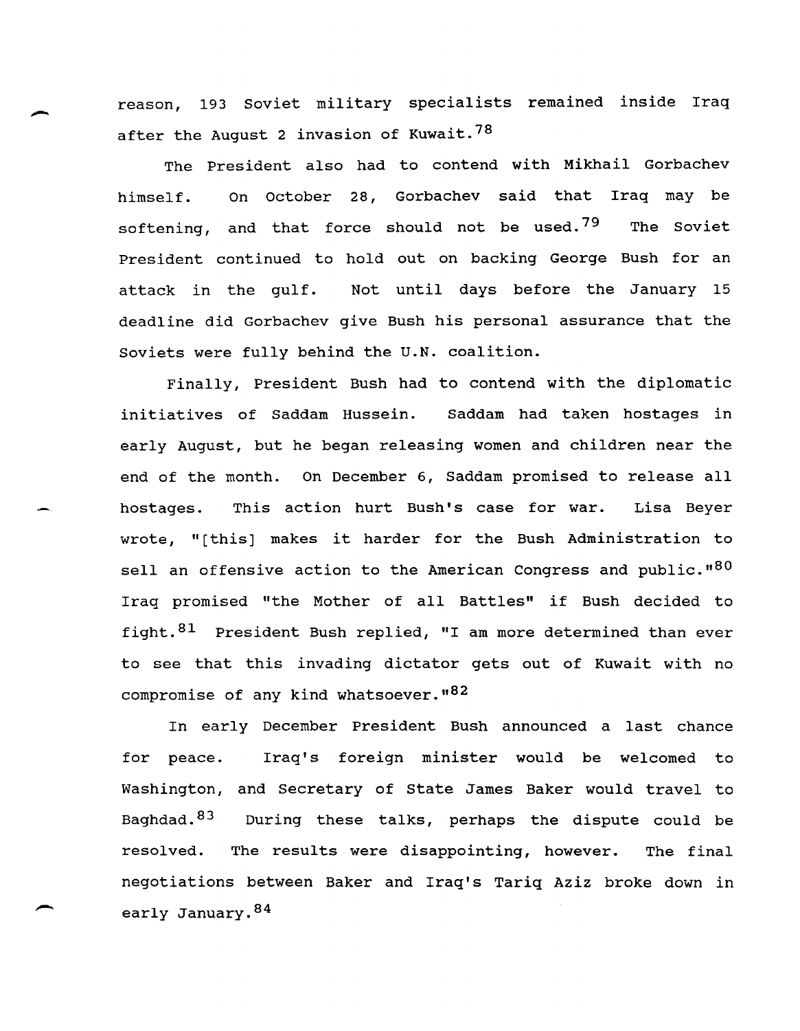reason, 193 Soviet military specialists remained inside Iraq after the August 2 invasion of Kuwait.[78]

The President also had to contend with Mikhail Gorbachev himself. On October 28, Gorbachev said that Iraq may be softening, and that force should not be used.[79] The Soviet President continued to hold out on backing George Bush for an attack in the gulf. Not until days before the January 15 deadline did Gorbachev give Bush his personal assurance that the Soviets were fully behind the U.N. coalition.

Finally, President Bush had to contend with the diplomatic initiatives of Saddam Hussein. Saddam had taken hostages in early August, but he began releasing women and children near the end of the month. On December 6, Saddam promised to release all hostages. This action hurt Bush's case for war. Lisa Beyer wrote, "[this] makes it harder for the Bush Administration to sell an offensive action to the American Congress and public."[80] Iraq promised "the Mother of all Battles" if Bush decided to fight.[81] President Bush replied, "I am more determined than ever to see that this invading dictator gets out of Kuwait with no compromise of any kind whatsoever."[82]

In early December President Bush announced a last chance for peace. Iraq's foreign minister would be welcomed to Washington, and Secretary of State James Baker would travel to Baghdad.[83] During these talks, perhaps the dispute could be resolved. The results were disappointing, however. The final negotiations between Baker and Iraq's Tariq Aziz broke down in early January.[84]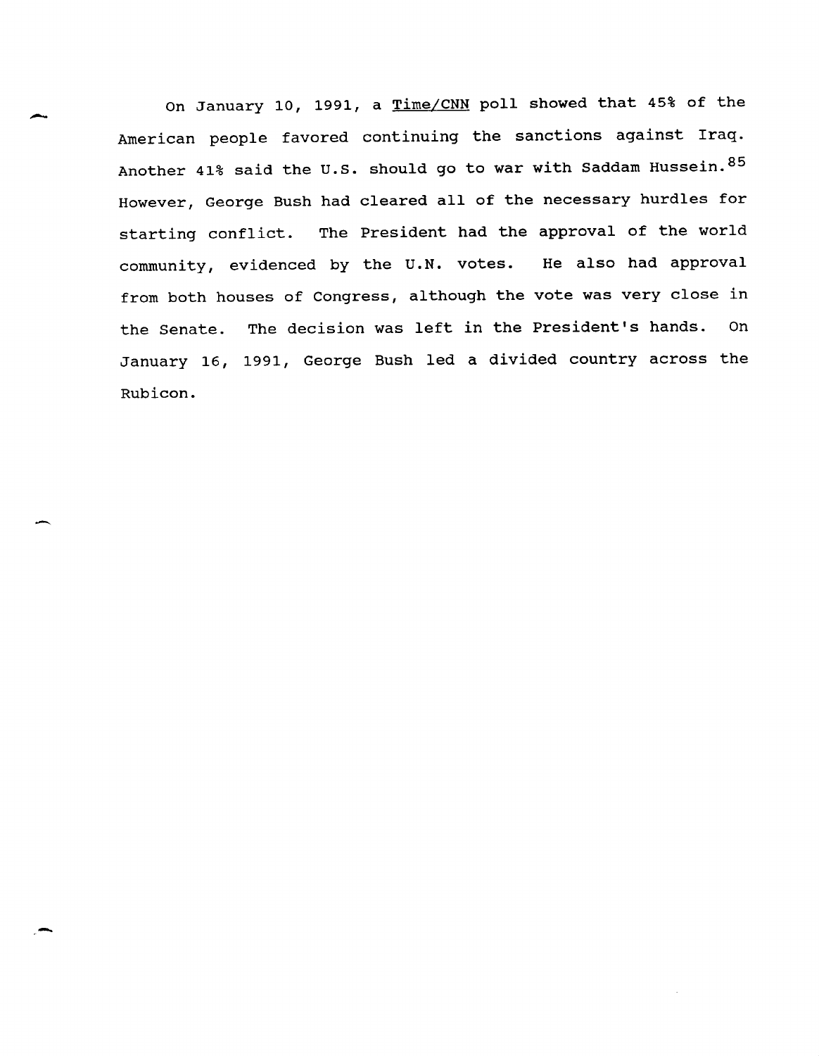On January 10, 1991, a Time/CNN poll showed that 45% of the American people favored continuing the sanctions against Iraq. Another 41% said the U.S. should go to war with Saddam Hussein.[85] However, George Bush had cleared all of the necessary hurdles for starting conflict. The President had the approval of the world community, evidenced by the U.N. votes. He also had approval from both houses of Congress, although the vote was very close in the Senate. The decision was left in the President's hands. On January 16, 1991, George Bush led a divided country across the Rubicon.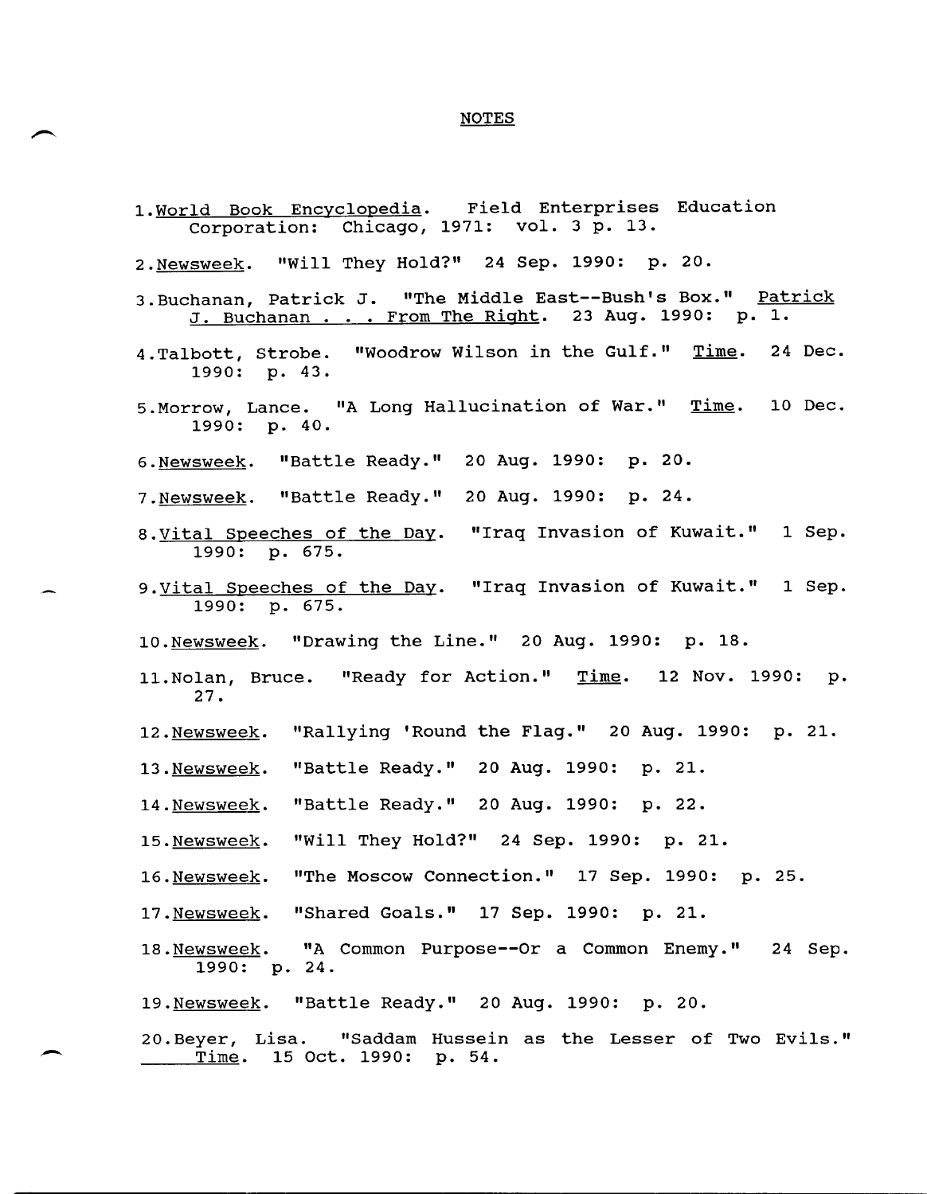# NOTES

1. World Book Encyclopedia. Field Enterprises Education Corporation: Chicago, 1971: vol. 3 p. 13.

2. Newsweek. "Will They Hold?" 24 Sep. 1990: p. 20.

3. Buchanan, Patrick J. "The Middle East--Bush's Box." Patrick J. Buchanan . . . From The Right. 23 Aug. 1990: p. 1.

4. Talbott, Strobe. "Woodrow Wilson in the Gulf." Time. 24 Dec. 1990: p. 43.

5. Morrow, Lance. "A Long Hallucination of War." Time. 10 Dec. 1990: p. 40.

6. Newsweek. "Battle Ready." 20 Aug. 1990: p. 20.

7. Newsweek. "Battle Ready." 20 Aug. 1990: p. 24.

8. Vital Speeches of the Day. "Iraq Invasion of Kuwait." 1 Sep. 1990: p. 675.

9. Vital Speeches of the Day. "Iraq Invasion of Kuwait." 1 Sep. 1990: p. 675.

10. Newsweek. "Drawing the Line." 20 Aug. 1990: p. 18.

11. Nolan, Bruce. "Ready for Action." Time. 12 Nov. 1990: p. 27.

12. Newsweek. "Rallying 'Round the Flag." 20 Aug. 1990: p. 21.

13. Newsweek. "Battle Ready." 20 Aug. 1990: p. 21.

14. Newsweek. "Battle Ready." 20 Aug. 1990: p. 22.

15. Newsweek. "Will They Hold?" 24 Sep. 1990: p. 21.

16. Newsweek. "The Moscow Connection." 17 Sep. 1990: p. 25.

17. Newsweek. "Shared Goals." 17 Sep. 1990: p. 21.

18. Newsweek. "A Common Purpose--Or a Common Enemy." 24 Sep. 1990: p. 24.

19. Newsweek. "Battle Ready." 20 Aug. 1990: p. 20.

20. Beyer, Lisa. "Saddam Hussein as the Lesser of Two Evils." Time. 15 Oct. 1990: p. 54.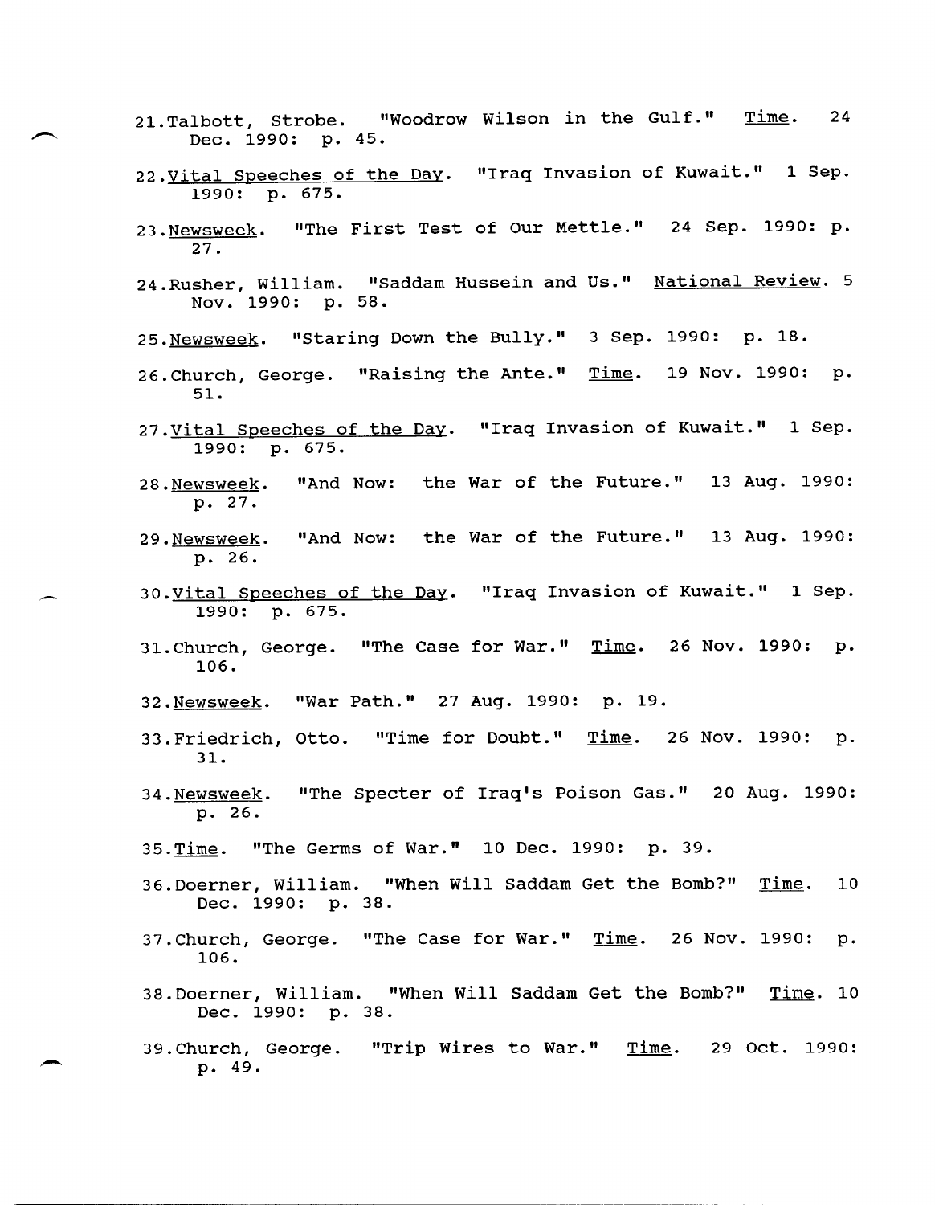21. Talbott, Strobe. "Woodrow Wilson in the Gulf." Time. 24 Dec. 1990: p. 45.

22. Vital Speeches of the Day. "Iraq Invasion of Kuwait." 1 Sep. 1990: p. 675.

23. Newsweek. "The First Test of Our Mettle." 24 Sep. 1990: p. 27.

24. Rusher, William. "Saddam Hussein and Us." National Review. 5 Nov. 1990: p. 58.

25. Newsweek. "Staring Down the Bully." 3 Sep. 1990: p. 18.

26. Church, George. "Raising the Ante." Time. 19 Nov. 1990: p. 51.

27. Vital Speeches of the Day. "Iraq Invasion of Kuwait." 1 Sep. 1990: p. 675.

28. Newsweek. "And Now: the War of the Future." 13 Aug. 1990: p. 27.

29. Newsweek. "And Now: the War of the Future." 13 Aug. 1990: p. 26.

30. Vital Speeches of the Day. "Iraq Invasion of Kuwait." 1 Sep. 1990: p. 675.

31. Church, George. "The Case for War." Time. 26 Nov. 1990: p. 106.

32. Newsweek. "War Path." 27 Aug. 1990: p. 19.

33. Friedrich, Otto. "Time for Doubt." Time. 26 Nov. 1990: p. 31.

34. Newsweek. "The Specter of Iraq's Poison Gas." 20 Aug. 1990: p. 26.

35. Time. "The Germs of War." 10 Dec. 1990: p. 39.

36. Doerner, William. "When Will Saddam Get the Bomb?" Time. 10 Dec. 1990: p. 38.

37. Church, George. "The Case for War." Time. 26 Nov. 1990: p. 106.

38. Doerner, William. "When Will Saddam Get the Bomb?" Time. 10 Dec. 1990: p. 38.

39. Church, George. "Trip Wires to War." Time. 29 Oct. 1990: p. 49.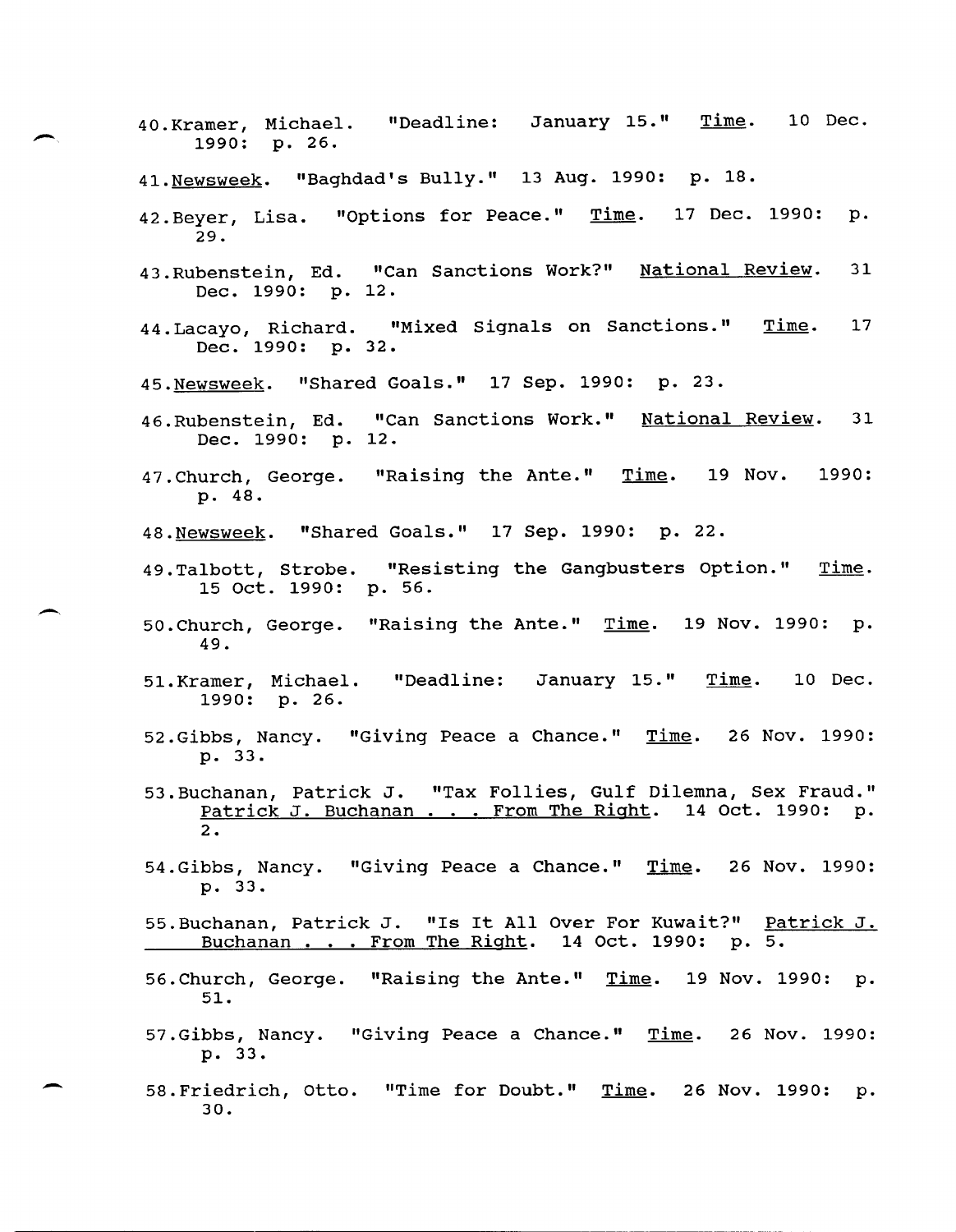40.Kramer, Michael. "Deadline: January 15." Time. 10 Dec. 1990: p. 26.

41.Newsweek. "Baghdad's Bully." 13 Aug. 1990: p. 18.

42.Beyer, Lisa. "Options for Peace." Time. 17 Dec. 1990: p. 29.

43.Rubenstein, Ed. "Can Sanctions Work?" National Review. 31 Dec. 1990: p. 12.

44.Lacayo, Richard. "Mixed Signals on Sanctions." Time. 17 Dec. 1990: p. 32.

45.Newsweek. "Shared Goals." 17 Sep. 1990: p. 23.

46.Rubenstein, Ed. "Can Sanctions Work." National Review. 31 Dec. 1990: p. 12.

47.Church, George. "Raising the Ante." Time. 19 Nov. 1990: p. 48.

48.Newsweek. "Shared Goals." 17 Sep. 1990: p. 22.

49.Talbott, Strobe. "Resisting the Gangbusters Option." Time. 15 Oct. 1990: p. 56.

50.Church, George. "Raising the Ante." Time. 19 Nov. 1990: p. 49.

51.Kramer, Michael. "Deadline: January 15." Time. 10 Dec. 1990: p. 26.

52.Gibbs, Nancy. "Giving Peace a Chance." Time. 26 Nov. 1990: p. 33.

53.Buchanan, Patrick J. "Tax Follies, Gulf Dilemna, Sex Fraud." Patrick J. Buchanan . . . From The Right. 14 Oct. 1990: p. 2.

54.Gibbs, Nancy. "Giving Peace a Chance." Time. 26 Nov. 1990: p. 33.

55.Buchanan, Patrick J. "Is It All Over For Kuwait?" Patrick J. Buchanan . . . From The Right. 14 Oct. 1990: p. 5.

56.Church, George. "Raising the Ante." Time. 19 Nov. 1990: p. 51.

57.Gibbs, Nancy. "Giving Peace a Chance." Time. 26 Nov. 1990: p. 33.

58.Friedrich, Otto. "Time for Doubt." Time. 26 Nov. 1990: p. 30.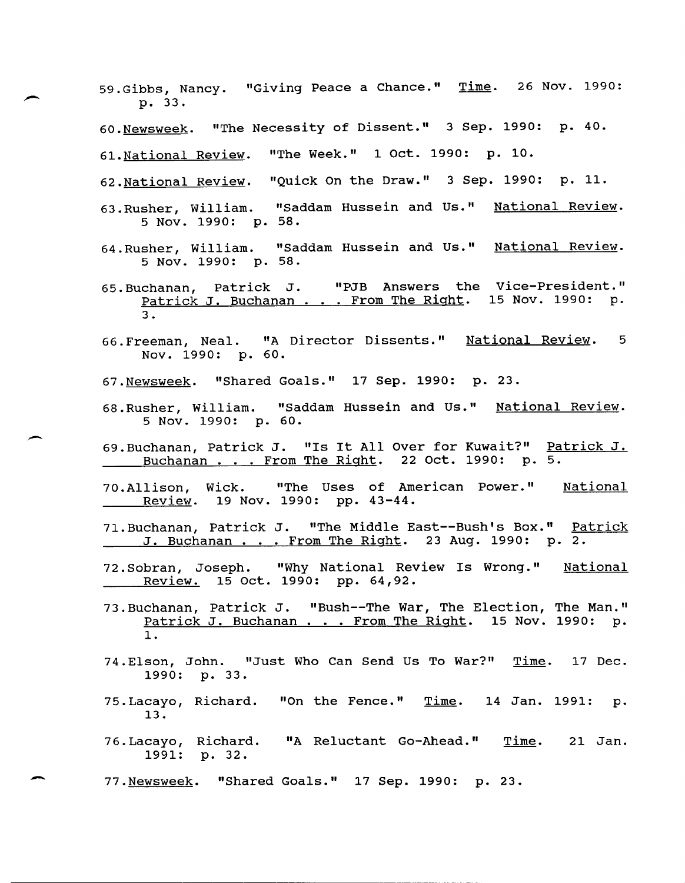59.Gibbs, Nancy. "Giving Peace a Chance." _Time_. 26 Nov. 1990: p. 33.

60._Newsweek_. "The Necessity of Dissent." 3 Sep. 1990: p. 40.

61._National Review_. "The Week." 1 Oct. 1990: p. 10.

62._National Review_. "Quick On the Draw." 3 Sep. 1990: p. 11.

63.Rusher, William. "Saddam Hussein and Us." _National Review_. 5 Nov. 1990: p. 58.

64.Rusher, William. "Saddam Hussein and Us." _National Review_. 5 Nov. 1990: p. 58.

65.Buchanan, Patrick J. "PJB Answers the Vice-President." _Patrick J. Buchanan . . . From The Right_. 15 Nov. 1990: p. 3.

66.Freeman, Neal. "A Director Dissents." _National Review_. 5 Nov. 1990: p. 60.

67._Newsweek_. "Shared Goals." 17 Sep. 1990: p. 23.

68.Rusher, William. "Saddam Hussein and Us." _National Review_. 5 Nov. 1990: p. 60.

69.Buchanan, Patrick J. "Is It All Over for Kuwait?" _Patrick J. Buchanan . . . From The Right_. 22 Oct. 1990: p. 5.

70.Allison, Wick. "The Uses of American Power." _National Review_. 19 Nov. 1990: pp. 43-44.

71.Buchanan, Patrick J. "The Middle East--Bush's Box." _Patrick J. Buchanan . . . From The Right_. 23 Aug. 1990: p. 2.

72.Sobran, Joseph. "Why National Review Is Wrong." _National Review._ 15 Oct. 1990: pp. 64,92.

73.Buchanan, Patrick J. "Bush--The War, The Election, The Man." _Patrick J. Buchanan . . . From The Right_. 15 Nov. 1990: p. 1.

74.Elson, John. "Just Who Can Send Us To War?" _Time_. 17 Dec. 1990: p. 33.

75.Lacayo, Richard. "On the Fence." _Time_. 14 Jan. 1991: p. 13.

76.Lacayo, Richard. "A Reluctant Go-Ahead." _Time_. 21 Jan. 1991: p. 32.

77._Newsweek_. "Shared Goals." 17 Sep. 1990: p. 23.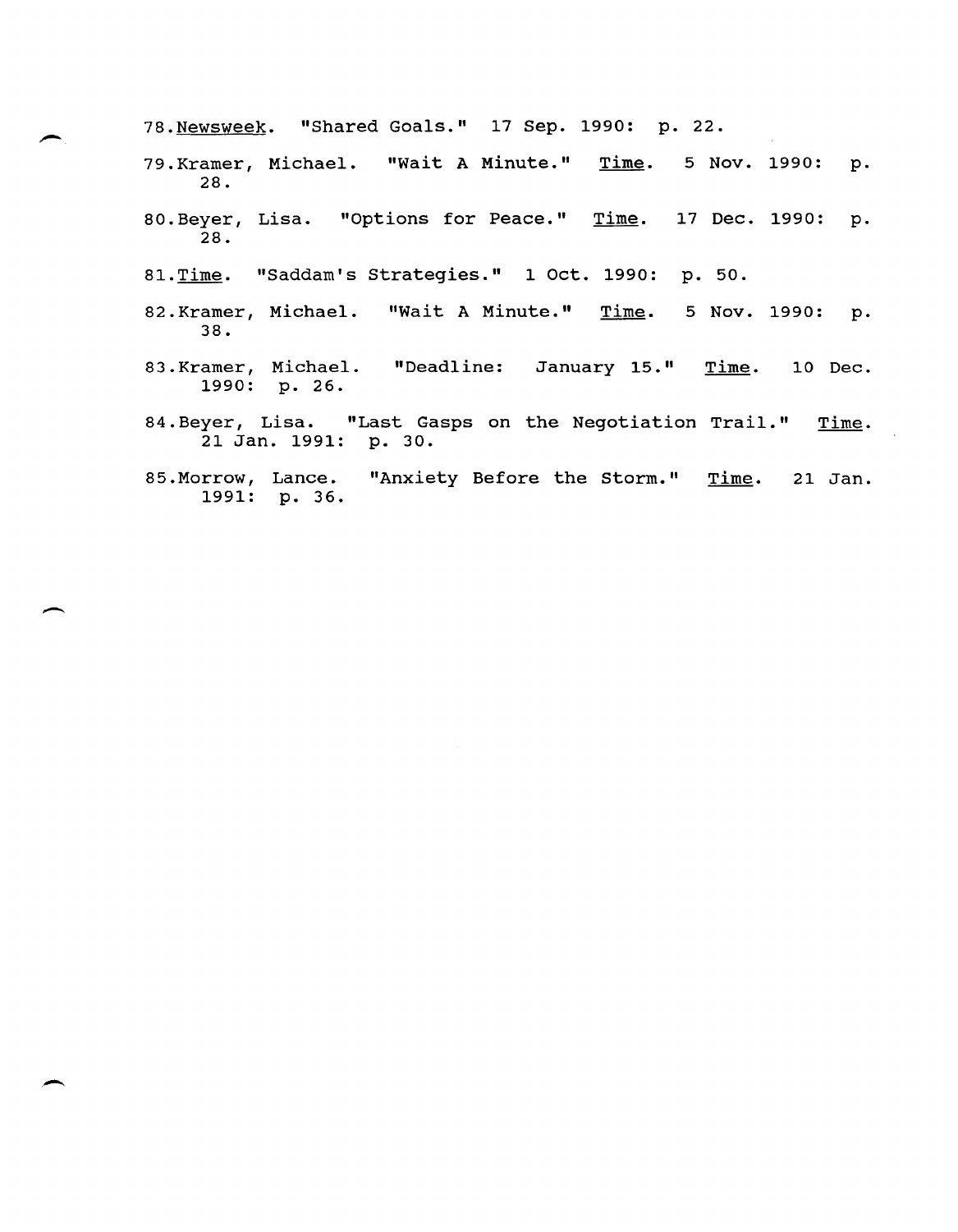78. Newsweek. "Shared Goals." 17 Sep. 1990: p. 22.

79. Kramer, Michael. "Wait A Minute." Time. 5 Nov. 1990: p. 28.

80. Beyer, Lisa. "Options for Peace." Time. 17 Dec. 1990: p. 28.

81. Time. "Saddam's Strategies." 1 Oct. 1990: p. 50.

82. Kramer, Michael. "Wait A Minute." Time. 5 Nov. 1990: p. 38.

83. Kramer, Michael. "Deadline: January 15." Time. 10 Dec. 1990: p. 26.

84. Beyer, Lisa. "Last Gasps on the Negotiation Trail." Time. 21 Jan. 1991: p. 30.

85. Morrow, Lance. "Anxiety Before the Storm." Time. 21 Jan. 1991: p. 36.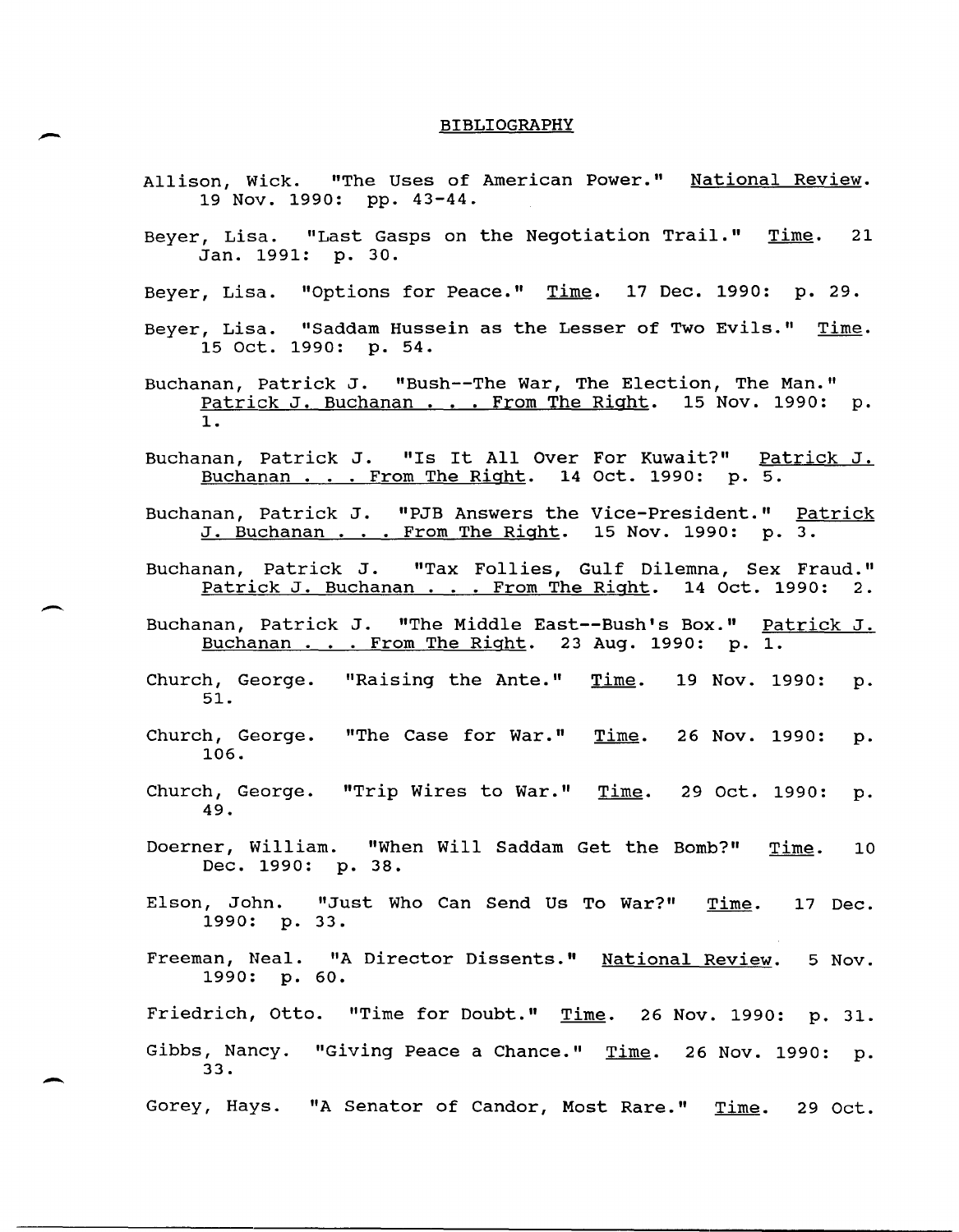# BIBLIOGRAPHY

Allison, Wick. "The Uses of American Power." National Review. 19 Nov. 1990: pp. 43-44.

Beyer, Lisa. "Last Gasps on the Negotiation Trail." Time. 21 Jan. 1991: p. 30.

Beyer, Lisa. "Options for Peace." Time. 17 Dec. 1990: p. 29.

Beyer, Lisa. "Saddam Hussein as the Lesser of Two Evils." Time. 15 Oct. 1990: p. 54.

Buchanan, Patrick J. "Bush--The War, The Election, The Man." Patrick J. Buchanan . . . From The Right. 15 Nov. 1990: p. 1.

Buchanan, Patrick J. "Is It All Over For Kuwait?" Patrick J. Buchanan . . . From The Right. 14 Oct. 1990: p. 5.

Buchanan, Patrick J. "PJB Answers the Vice-President." Patrick J. Buchanan . . . From The Right. 15 Nov. 1990: p. 3.

Buchanan, Patrick J. "Tax Follies, Gulf Dilemna, Sex Fraud." Patrick J. Buchanan . . . From The Right. 14 Oct. 1990: 2.

Buchanan, Patrick J. "The Middle East--Bush's Box." Patrick J. Buchanan . . . From The Right. 23 Aug. 1990: p. 1.

Church, George. "Raising the Ante." Time. 19 Nov. 1990: p. 51.

Church, George. "The Case for War." Time. 26 Nov. 1990: p. 106.

Church, George. "Trip Wires to War." Time. 29 Oct. 1990: p. 49.

Doerner, William. "When Will Saddam Get the Bomb?" Time. 10 Dec. 1990: p. 38.

Elson, John. "Just Who Can Send Us To War?" Time. 17 Dec. 1990: p. 33.

Freeman, Neal. "A Director Dissents." National Review. 5 Nov. 1990: p. 60.

Friedrich, Otto. "Time for Doubt." Time. 26 Nov. 1990: p. 31.

Gibbs, Nancy. "Giving Peace a Chance." Time. 26 Nov. 1990: p. 33.

Gorey, Hays. "A Senator of Candor, Most Rare." Time. 29 Oct.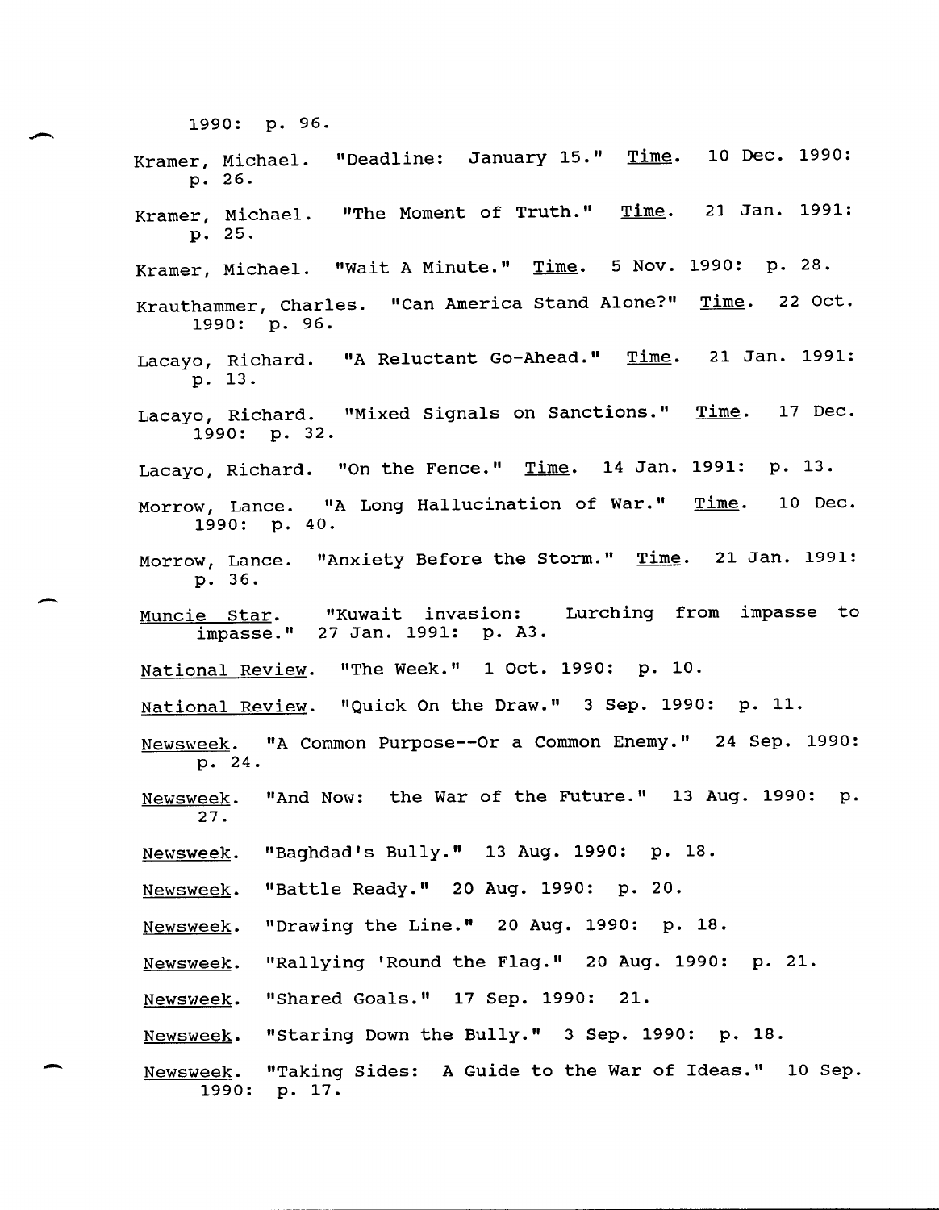1990: p. 96.

Kramer, Michael. "Deadline: January 15." Time. 10 Dec. 1990: p. 26.

Kramer, Michael. "The Moment of Truth." Time. 21 Jan. 1991: p. 25.

Kramer, Michael. "Wait A Minute." Time. 5 Nov. 1990: p. 28.

Krauthammer, Charles. "Can America Stand Alone?" Time. 22 Oct. 1990: p. 96.

Lacayo, Richard. "A Reluctant Go-Ahead." Time. 21 Jan. 1991: p. 13.

Lacayo, Richard. "Mixed Signals on Sanctions." Time. 17 Dec. 1990: p. 32.

Lacayo, Richard. "On the Fence." Time. 14 Jan. 1991: p. 13.

Morrow, Lance. "A Long Hallucination of War." Time. 10 Dec. 1990: p. 40.

Morrow, Lance. "Anxiety Before the Storm." Time. 21 Jan. 1991: p. 36.

Muncie Star. "Kuwait invasion: Lurching from impasse to impasse." 27 Jan. 1991: p. A3.

National Review. "The Week." 1 Oct. 1990: p. 10.

National Review. "Quick On the Draw." 3 Sep. 1990: p. 11.

Newsweek. "A Common Purpose--Or a Common Enemy." 24 Sep. 1990: p. 24.

Newsweek. "And Now: the War of the Future." 13 Aug. 1990: p. 27.

Newsweek. "Baghdad's Bully." 13 Aug. 1990: p. 18.

Newsweek. "Battle Ready." 20 Aug. 1990: p. 20.

Newsweek. "Drawing the Line." 20 Aug. 1990: p. 18.

Newsweek. "Rallying 'Round the Flag." 20 Aug. 1990: p. 21.

Newsweek. "Shared Goals." 17 Sep. 1990: 21.

Newsweek. "Staring Down the Bully." 3 Sep. 1990: p. 18.

Newsweek. "Taking Sides: A Guide to the War of Ideas." 10 Sep. 1990: p. 17.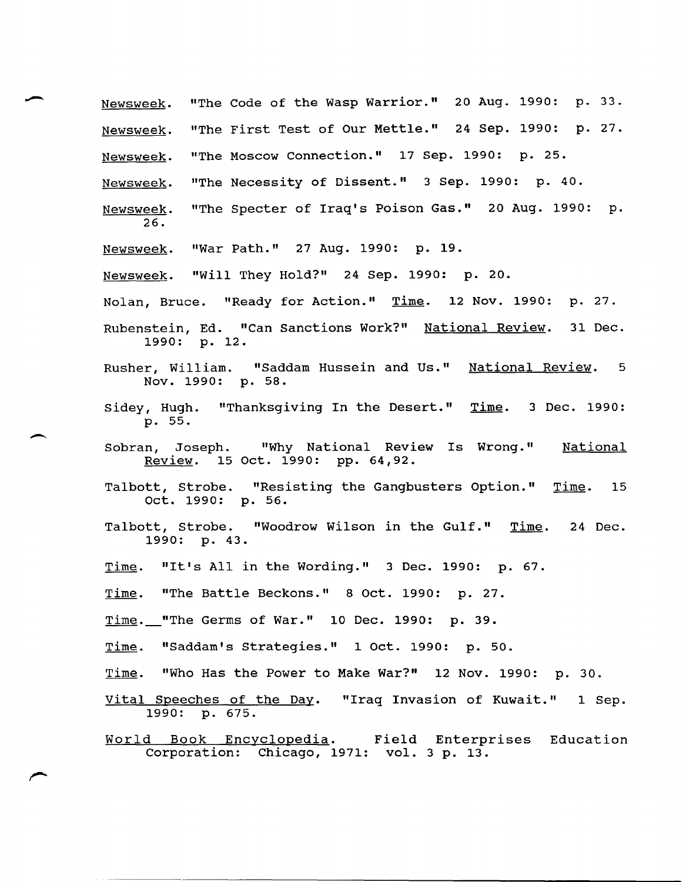Newsweek. "The Code of the Wasp Warrior." 20 Aug. 1990: p. 33.

Newsweek. "The First Test of Our Mettle." 24 Sep. 1990: p. 27.

Newsweek. "The Moscow Connection." 17 Sep. 1990: p. 25.

Newsweek. "The Necessity of Dissent." 3 Sep. 1990: p. 40.

Newsweek. "The Specter of Iraq's Poison Gas." 20 Aug. 1990: p. 26.

Newsweek. "War Path." 27 Aug. 1990: p. 19.

Newsweek. "Will They Hold?" 24 Sep. 1990: p. 20.

Nolan, Bruce. "Ready for Action." Time. 12 Nov. 1990: p. 27.

Rubenstein, Ed. "Can Sanctions Work?" National Review. 31 Dec. 1990: p. 12.

Rusher, William. "Saddam Hussein and Us." National Review. 5 Nov. 1990: p. 58.

Sidey, Hugh. "Thanksgiving In the Desert." Time. 3 Dec. 1990: p. 55.

Sobran, Joseph. "Why National Review Is Wrong." National Review. 15 Oct. 1990: pp. 64,92.

Talbott, Strobe. "Resisting the Gangbusters Option." Time. 15 Oct. 1990: p. 56.

Talbott, Strobe. "Woodrow Wilson in the Gulf." Time. 24 Dec. 1990: p. 43.

Time. "It's All in the Wording." 3 Dec. 1990: p. 67.

Time. "The Battle Beckons." 8 Oct. 1990: p. 27.

Time. "The Germs of War." 10 Dec. 1990: p. 39.

Time. "Saddam's Strategies." 1 Oct. 1990: p. 50.

Time. "Who Has the Power to Make War?" 12 Nov. 1990: p. 30.

Vital Speeches of the Day. "Iraq Invasion of Kuwait." 1 Sep. 1990: p. 675.

World Book Encyclopedia. Field Enterprises Education Corporation: Chicago, 1971: vol. 3 p. 13.